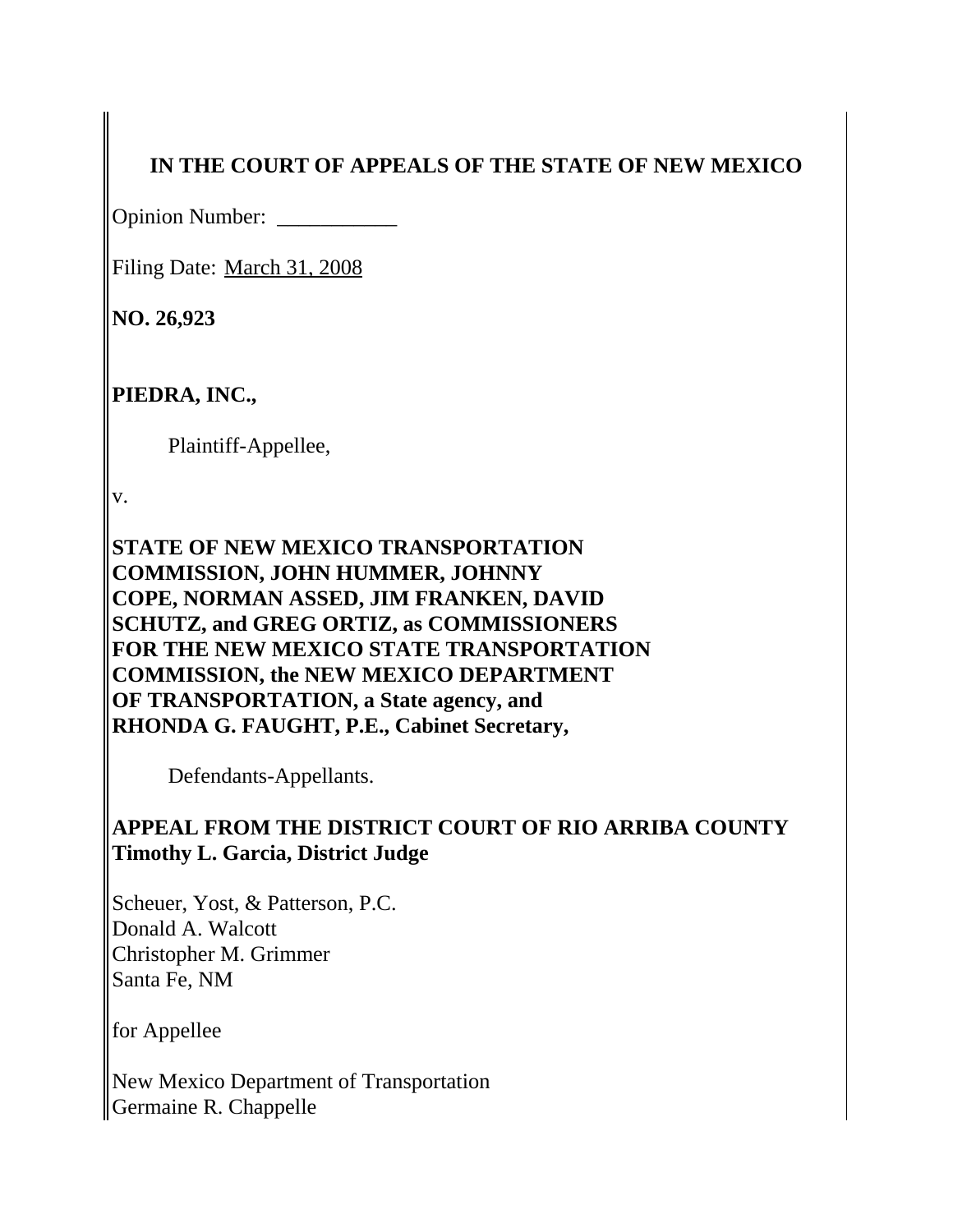**IN THE COURT OF APPEALS OF THE STATE OF NEW MEXICO**

Opinion Number: ___________

Filing Date: March 31, 2008

**NO. 26,923**

**PIEDRA, INC.,**

Plaintiff-Appellee,

v.

**STATE OF NEW MEXICO TRANSPORTATION COMMISSION, JOHN HUMMER, JOHNNY COPE, NORMAN ASSED, JIM FRANKEN, DAVID SCHUTZ, and GREG ORTIZ, as COMMISSIONERS FOR THE NEW MEXICO STATE TRANSPORTATION COMMISSION, the NEW MEXICO DEPARTMENT OF TRANSPORTATION, a State agency, and RHONDA G. FAUGHT, P.E., Cabinet Secretary,**

Defendants-Appellants.

**APPEAL FROM THE DISTRICT COURT OF RIO ARRIBA COUNTY**
**Timothy L. Garcia, District Judge**

Scheuer, Yost, & Patterson, P.C.
Donald A. Walcott
Christopher M. Grimmer
Santa Fe, NM

for Appellee

New Mexico Department of Transportation
Germaine R. Chappelle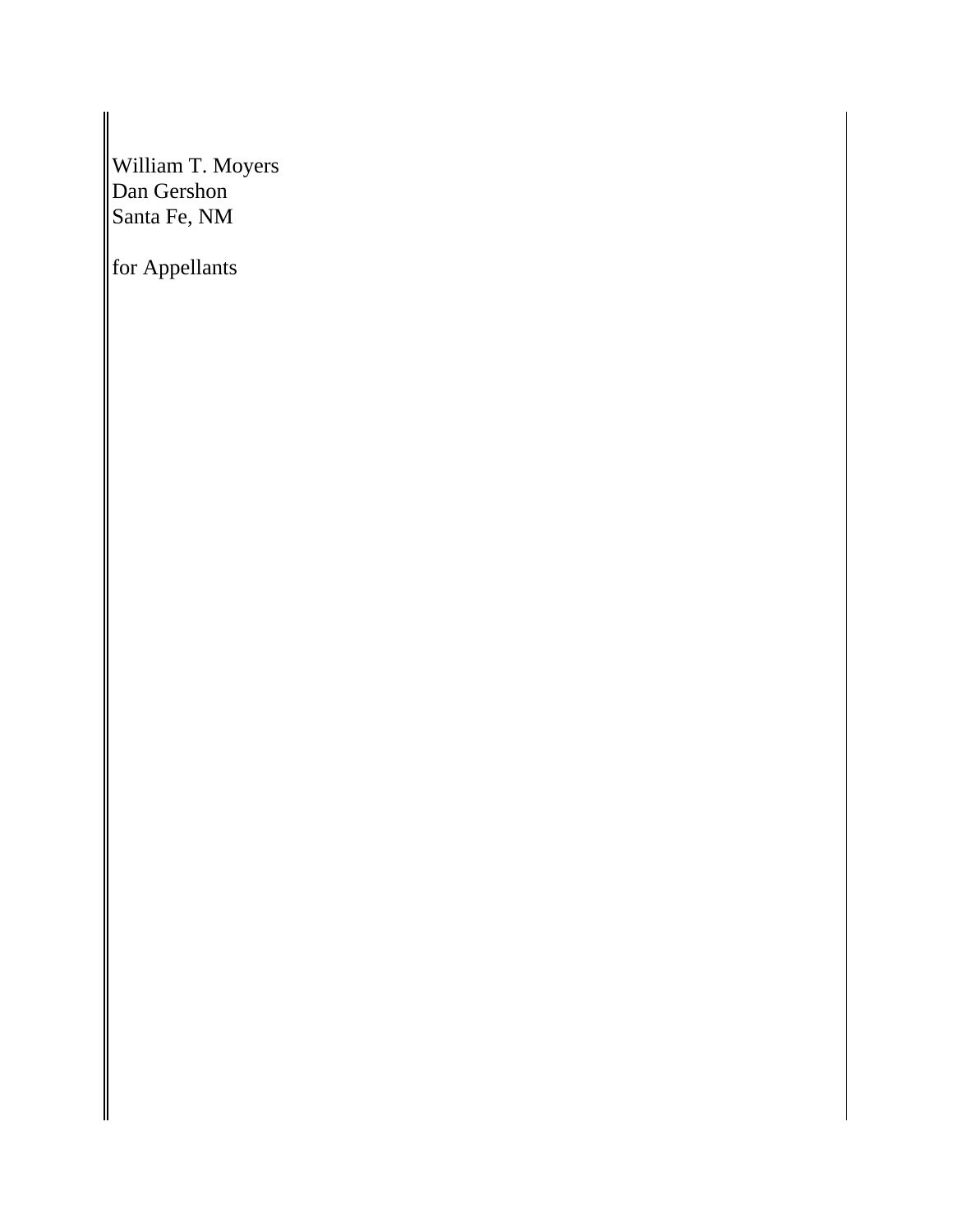William T. Moyers
Dan Gershon
Santa Fe, NM

for Appellants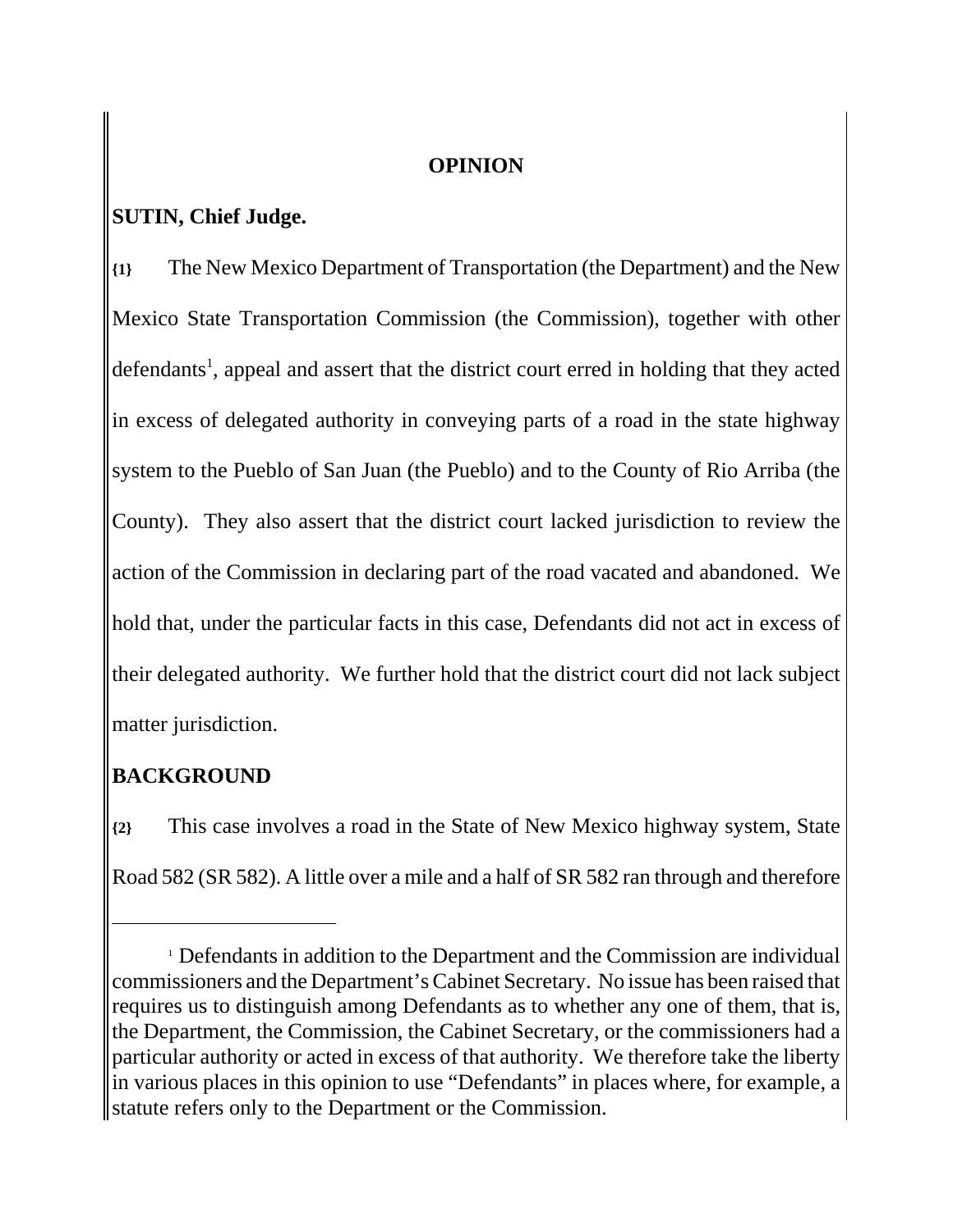# OPINION

**SUTIN, Chief Judge.**

**{1}** The New Mexico Department of Transportation (the Department) and the New Mexico State Transportation Commission (the Commission), together with other defendants[1], appeal and assert that the district court erred in holding that they acted in excess of delegated authority in conveying parts of a road in the state highway system to the Pueblo of San Juan (the Pueblo) and to the County of Rio Arriba (the County). They also assert that the district court lacked jurisdiction to review the action of the Commission in declaring part of the road vacated and abandoned. We hold that, under the particular facts in this case, Defendants did not act in excess of their delegated authority. We further hold that the district court did not lack subject matter jurisdiction.

## BACKGROUND

**{2}** This case involves a road in the State of New Mexico highway system, State Road 582 (SR 582). A little over a mile and a half of SR 582 ran through and therefore

---

[1] Defendants in addition to the Department and the Commission are individual commissioners and the Department's Cabinet Secretary. No issue has been raised that requires us to distinguish among Defendants as to whether any one of them, that is, the Department, the Commission, the Cabinet Secretary, or the commissioners had a particular authority or acted in excess of that authority. We therefore take the liberty in various places in this opinion to use "Defendants" in places where, for example, a statute refers only to the Department or the Commission.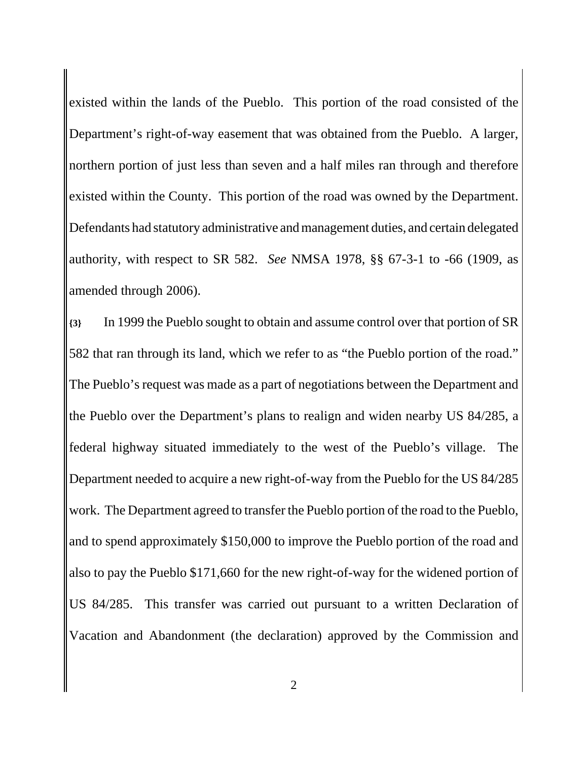existed within the lands of the Pueblo. This portion of the road consisted of the Department's right-of-way easement that was obtained from the Pueblo. A larger, northern portion of just less than seven and a half miles ran through and therefore existed within the County. This portion of the road was owned by the Department. Defendants had statutory administrative and management duties, and certain delegated authority, with respect to SR 582. *See* NMSA 1978, §§ 67-3-1 to -66 (1909, as amended through 2006).

**{3}** In 1999 the Pueblo sought to obtain and assume control over that portion of SR 582 that ran through its land, which we refer to as "the Pueblo portion of the road." The Pueblo's request was made as a part of negotiations between the Department and the Pueblo over the Department's plans to realign and widen nearby US 84/285, a federal highway situated immediately to the west of the Pueblo's village. The Department needed to acquire a new right-of-way from the Pueblo for the US 84/285 work. The Department agreed to transfer the Pueblo portion of the road to the Pueblo, and to spend approximately $150,000 to improve the Pueblo portion of the road and also to pay the Pueblo $171,660 for the new right-of-way for the widened portion of US 84/285. This transfer was carried out pursuant to a written Declaration of Vacation and Abandonment (the declaration) approved by the Commission and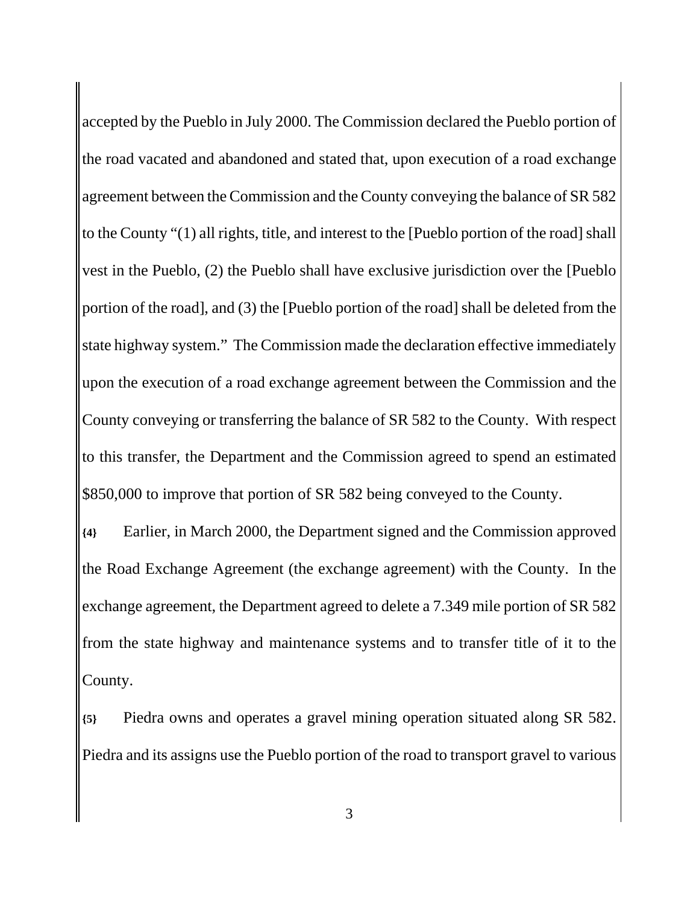accepted by the Pueblo in July 2000. The Commission declared the Pueblo portion of the road vacated and abandoned and stated that, upon execution of a road exchange agreement between the Commission and the County conveying the balance of SR 582 to the County "(1) all rights, title, and interest to the [Pueblo portion of the road] shall vest in the Pueblo, (2) the Pueblo shall have exclusive jurisdiction over the [Pueblo portion of the road], and (3) the [Pueblo portion of the road] shall be deleted from the state highway system." The Commission made the declaration effective immediately upon the execution of a road exchange agreement between the Commission and the County conveying or transferring the balance of SR 582 to the County. With respect to this transfer, the Department and the Commission agreed to spend an estimated $850,000 to improve that portion of SR 582 being conveyed to the County.

**{4}** Earlier, in March 2000, the Department signed and the Commission approved the Road Exchange Agreement (the exchange agreement) with the County. In the exchange agreement, the Department agreed to delete a 7.349 mile portion of SR 582 from the state highway and maintenance systems and to transfer title of it to the County.

**{5}** Piedra owns and operates a gravel mining operation situated along SR 582. Piedra and its assigns use the Pueblo portion of the road to transport gravel to various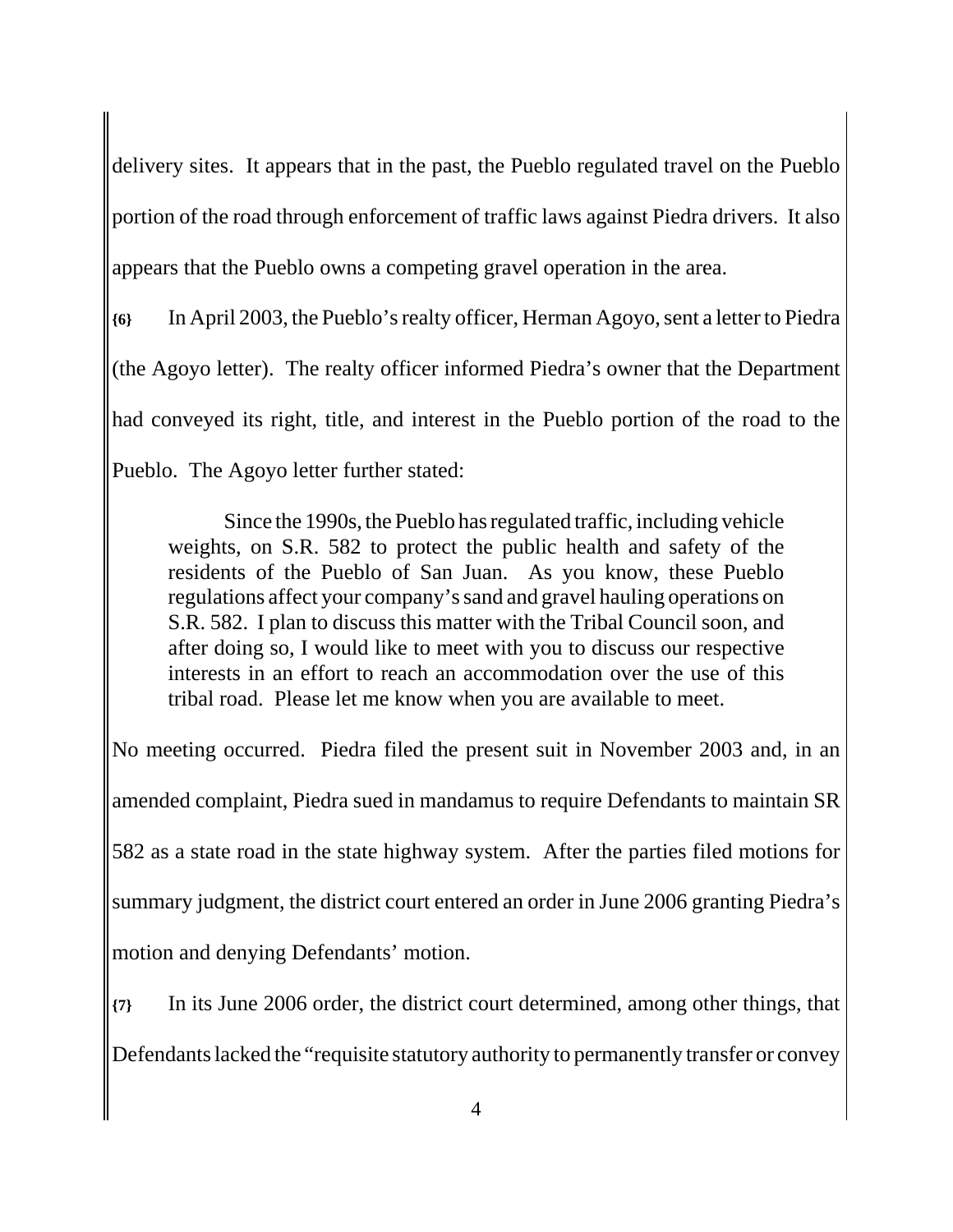delivery sites. It appears that in the past, the Pueblo regulated travel on the Pueblo portion of the road through enforcement of traffic laws against Piedra drivers. It also appears that the Pueblo owns a competing gravel operation in the area.

**{6}** In April 2003, the Pueblo's realty officer, Herman Agoyo, sent a letter to Piedra (the Agoyo letter). The realty officer informed Piedra's owner that the Department had conveyed its right, title, and interest in the Pueblo portion of the road to the Pueblo. The Agoyo letter further stated:

> Since the 1990s, the Pueblo has regulated traffic, including vehicle weights, on S.R. 582 to protect the public health and safety of the residents of the Pueblo of San Juan. As you know, these Pueblo regulations affect your company's sand and gravel hauling operations on S.R. 582. I plan to discuss this matter with the Tribal Council soon, and after doing so, I would like to meet with you to discuss our respective interests in an effort to reach an accommodation over the use of this tribal road. Please let me know when you are available to meet.

No meeting occurred. Piedra filed the present suit in November 2003 and, in an amended complaint, Piedra sued in mandamus to require Defendants to maintain SR 582 as a state road in the state highway system. After the parties filed motions for summary judgment, the district court entered an order in June 2006 granting Piedra's motion and denying Defendants' motion.

**{7}** In its June 2006 order, the district court determined, among other things, that Defendants lacked the "requisite statutory authority to permanently transfer or convey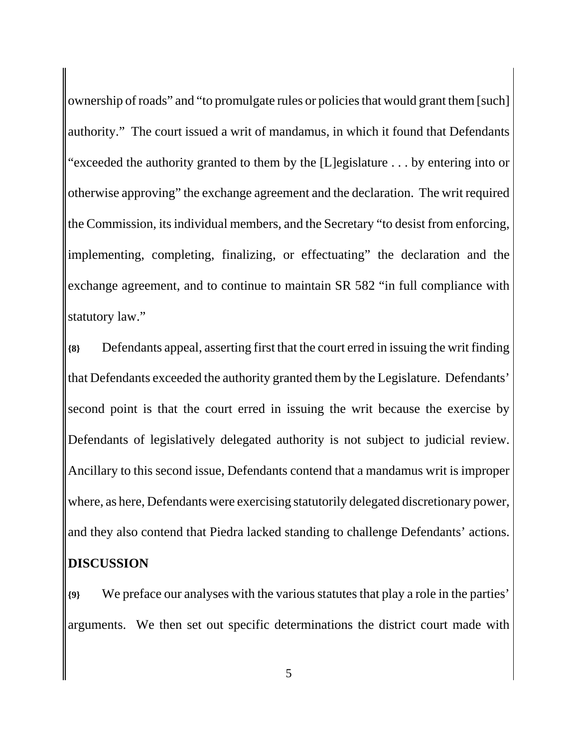ownership of roads" and "to promulgate rules or policies that would grant them [such] authority." The court issued a writ of mandamus, in which it found that Defendants "exceeded the authority granted to them by the [L]egislature . . . by entering into or otherwise approving" the exchange agreement and the declaration. The writ required the Commission, its individual members, and the Secretary "to desist from enforcing, implementing, completing, finalizing, or effectuating" the declaration and the exchange agreement, and to continue to maintain SR 582 "in full compliance with statutory law."

**{8}** Defendants appeal, asserting first that the court erred in issuing the writ finding that Defendants exceeded the authority granted them by the Legislature. Defendants' second point is that the court erred in issuing the writ because the exercise by Defendants of legislatively delegated authority is not subject to judicial review. Ancillary to this second issue, Defendants contend that a mandamus writ is improper where, as here, Defendants were exercising statutorily delegated discretionary power, and they also contend that Piedra lacked standing to challenge Defendants' actions.

## DISCUSSION

**{9}** We preface our analyses with the various statutes that play a role in the parties' arguments. We then set out specific determinations the district court made with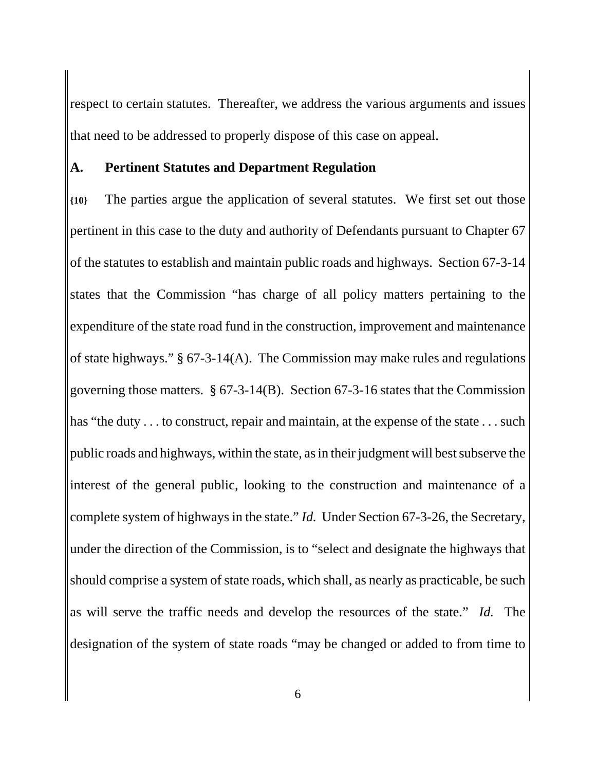respect to certain statutes. Thereafter, we address the various arguments and issues that need to be addressed to properly dispose of this case on appeal.

## A. Pertinent Statutes and Department Regulation

**{10}** The parties argue the application of several statutes. We first set out those pertinent in this case to the duty and authority of Defendants pursuant to Chapter 67 of the statutes to establish and maintain public roads and highways. Section 67-3-14 states that the Commission "has charge of all policy matters pertaining to the expenditure of the state road fund in the construction, improvement and maintenance of state highways." § 67-3-14(A). The Commission may make rules and regulations governing those matters. § 67-3-14(B). Section 67-3-16 states that the Commission has "the duty . . . to construct, repair and maintain, at the expense of the state . . . such public roads and highways, within the state, as in their judgment will best subserve the interest of the general public, looking to the construction and maintenance of a complete system of highways in the state." *Id.* Under Section 67-3-26, the Secretary, under the direction of the Commission, is to "select and designate the highways that should comprise a system of state roads, which shall, as nearly as practicable, be such as will serve the traffic needs and develop the resources of the state." *Id.* The designation of the system of state roads "may be changed or added to from time to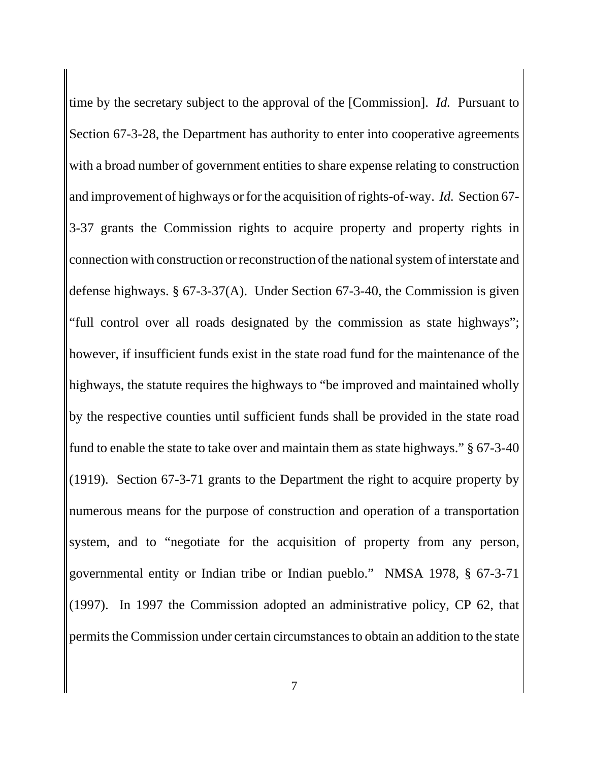time by the secretary subject to the approval of the [Commission]. *Id.* Pursuant to Section 67-3-28, the Department has authority to enter into cooperative agreements with a broad number of government entities to share expense relating to construction and improvement of highways or for the acquisition of rights-of-way. *Id.* Section 67-3-37 grants the Commission rights to acquire property and property rights in connection with construction or reconstruction of the national system of interstate and defense highways. § 67-3-37(A). Under Section 67-3-40, the Commission is given "full control over all roads designated by the commission as state highways"; however, if insufficient funds exist in the state road fund for the maintenance of the highways, the statute requires the highways to "be improved and maintained wholly by the respective counties until sufficient funds shall be provided in the state road fund to enable the state to take over and maintain them as state highways." § 67-3-40 (1919). Section 67-3-71 grants to the Department the right to acquire property by numerous means for the purpose of construction and operation of a transportation system, and to "negotiate for the acquisition of property from any person, governmental entity or Indian tribe or Indian pueblo." NMSA 1978, § 67-3-71 (1997). In 1997 the Commission adopted an administrative policy, CP 62, that permits the Commission under certain circumstances to obtain an addition to the state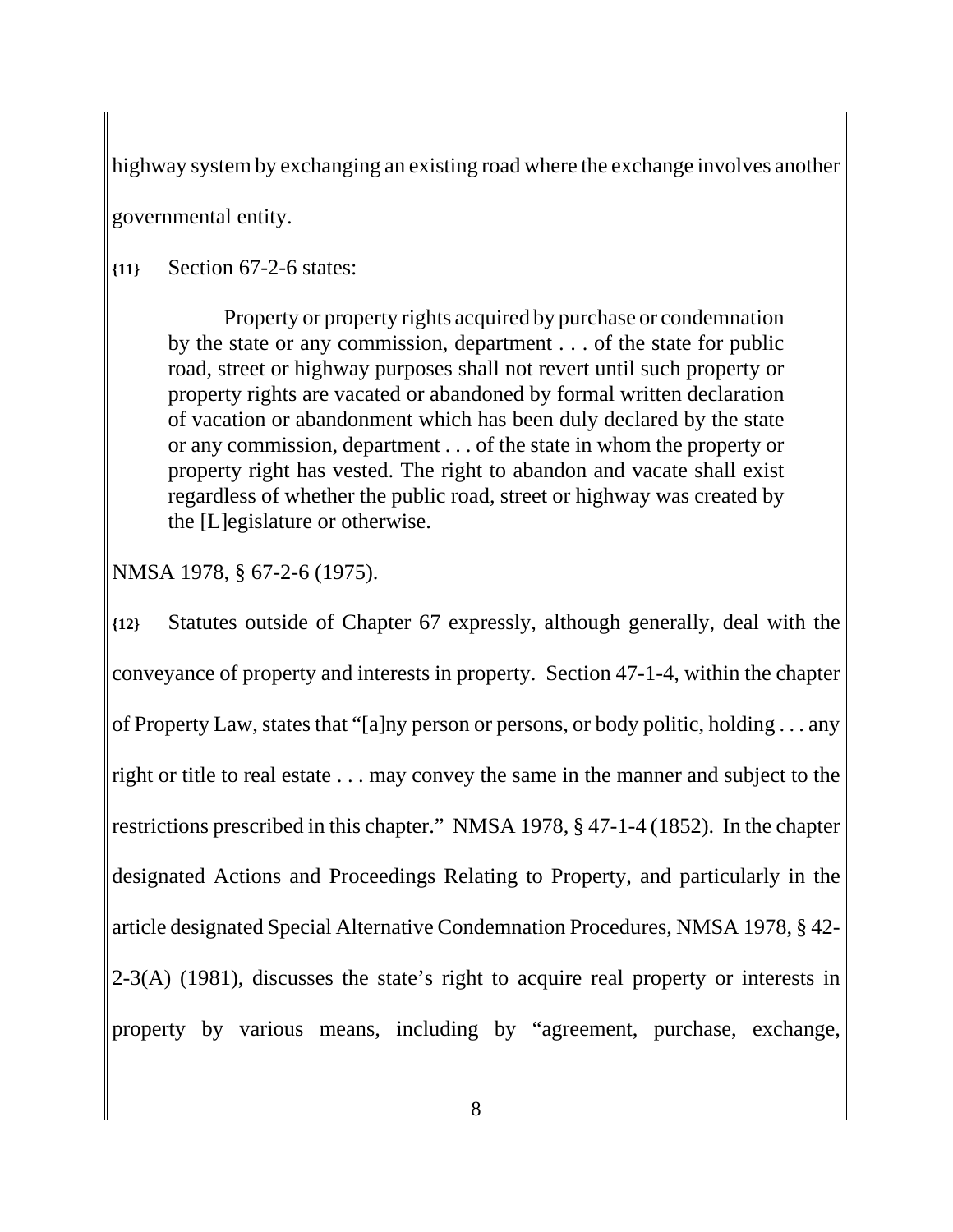highway system by exchanging an existing road where the exchange involves another governmental entity.

**{11}** Section 67-2-6 states:

> Property or property rights acquired by purchase or condemnation by the state or any commission, department . . . of the state for public road, street or highway purposes shall not revert until such property or property rights are vacated or abandoned by formal written declaration of vacation or abandonment which has been duly declared by the state or any commission, department . . . of the state in whom the property or property right has vested. The right to abandon and vacate shall exist regardless of whether the public road, street or highway was created by the [L]egislature or otherwise.

NMSA 1978, § 67-2-6 (1975).

**{12}** Statutes outside of Chapter 67 expressly, although generally, deal with the conveyance of property and interests in property. Section 47-1-4, within the chapter of Property Law, states that "[a]ny person or persons, or body politic, holding . . . any right or title to real estate . . . may convey the same in the manner and subject to the restrictions prescribed in this chapter." NMSA 1978, § 47-1-4 (1852). In the chapter designated Actions and Proceedings Relating to Property, and particularly in the article designated Special Alternative Condemnation Procedures, NMSA 1978, § 42-2-3(A) (1981), discusses the state's right to acquire real property or interests in property by various means, including by "agreement, purchase, exchange,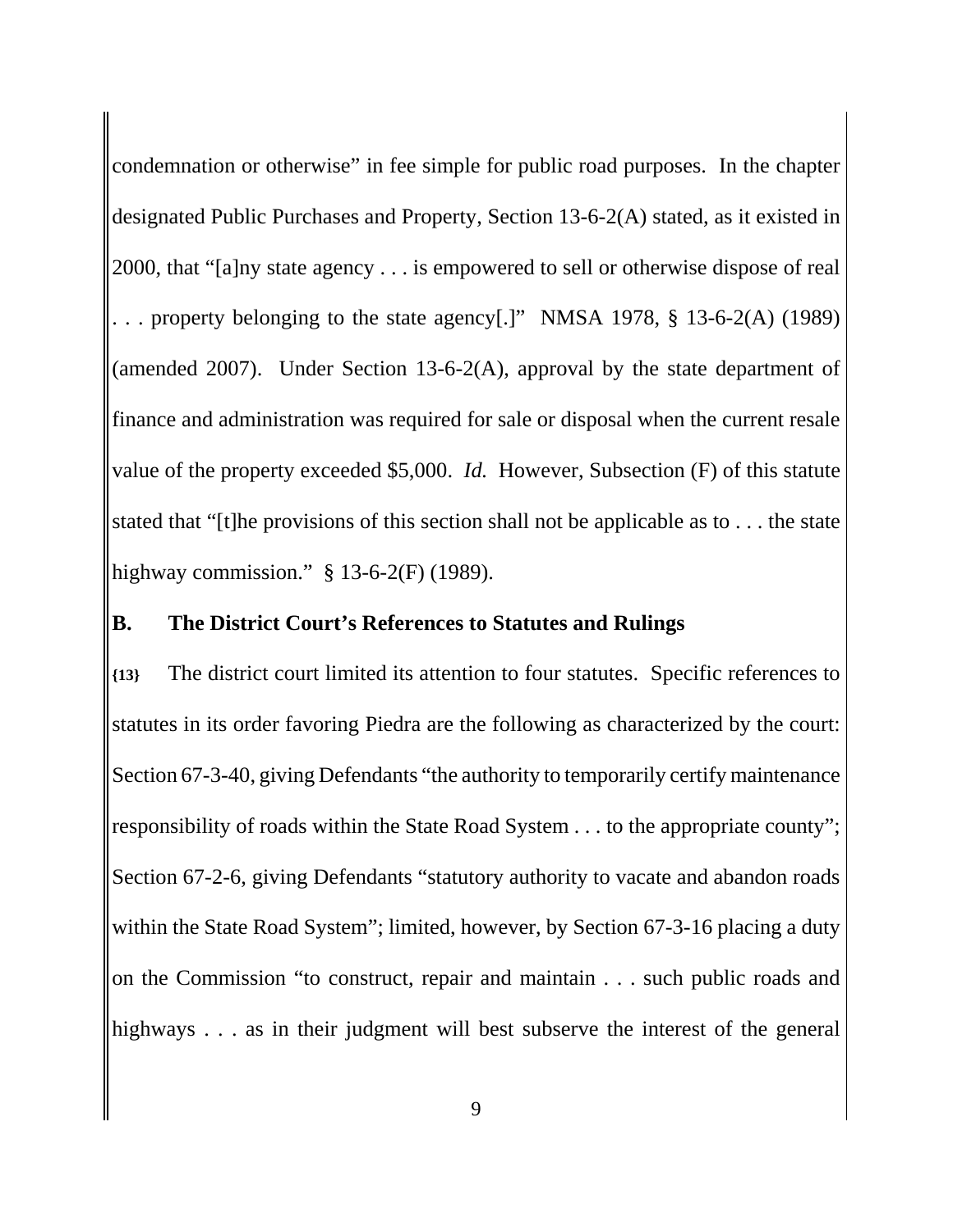condemnation or otherwise" in fee simple for public road purposes. In the chapter designated Public Purchases and Property, Section 13-6-2(A) stated, as it existed in 2000, that "[a]ny state agency . . . is empowered to sell or otherwise dispose of real . . . property belonging to the state agency[.]" NMSA 1978, § 13-6-2(A) (1989) (amended 2007). Under Section 13-6-2(A), approval by the state department of finance and administration was required for sale or disposal when the current resale value of the property exceeded $5,000. *Id.* However, Subsection (F) of this statute stated that "[t]he provisions of this section shall not be applicable as to . . . the state highway commission." § 13-6-2(F) (1989).

## B. The District Court's References to Statutes and Rulings

**{13}** The district court limited its attention to four statutes. Specific references to statutes in its order favoring Piedra are the following as characterized by the court: Section 67-3-40, giving Defendants "the authority to temporarily certify maintenance responsibility of roads within the State Road System . . . to the appropriate county"; Section 67-2-6, giving Defendants "statutory authority to vacate and abandon roads within the State Road System"; limited, however, by Section 67-3-16 placing a duty on the Commission "to construct, repair and maintain . . . such public roads and highways . . . as in their judgment will best subserve the interest of the general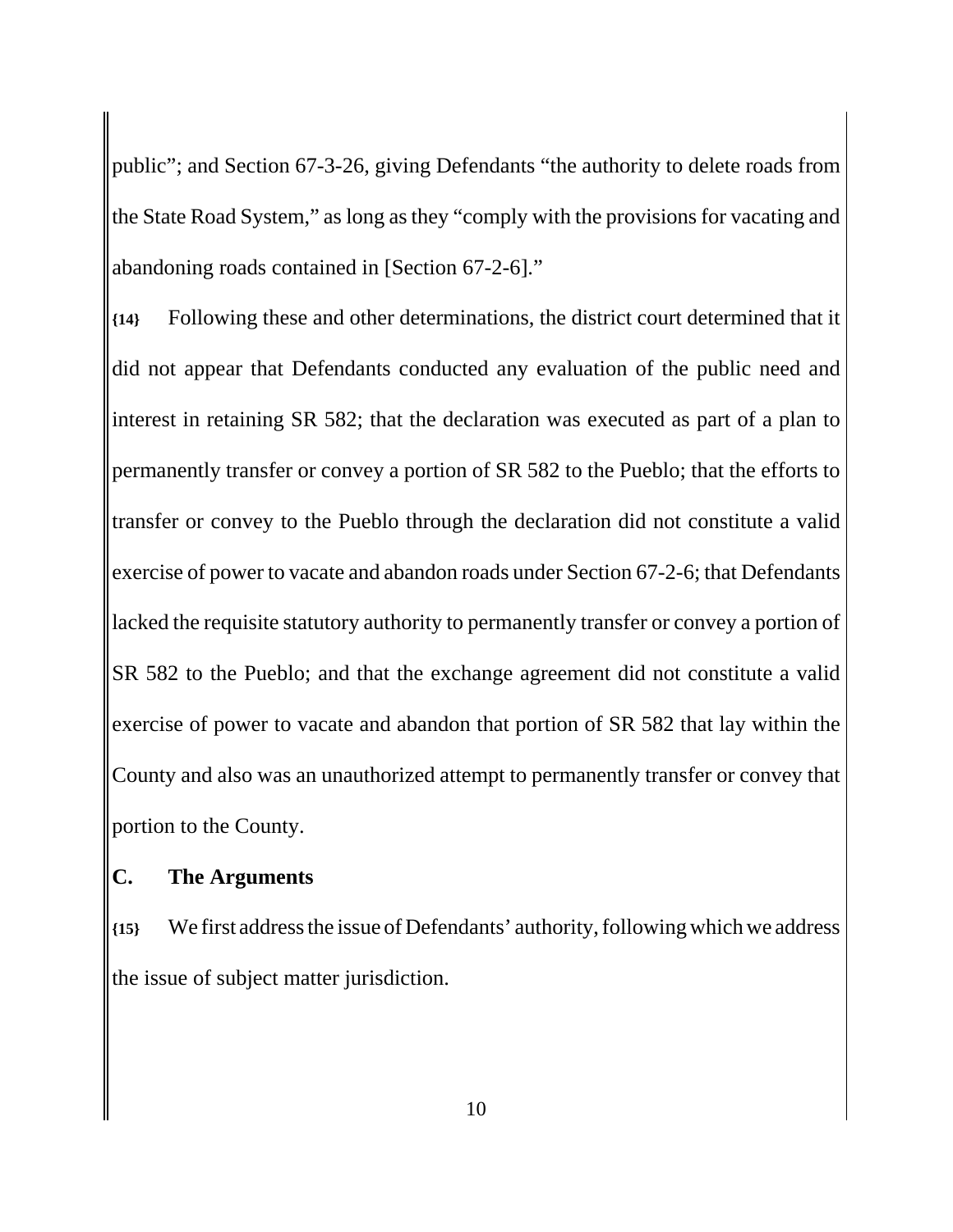public"; and Section 67-3-26, giving Defendants "the authority to delete roads from the State Road System," as long as they "comply with the provisions for vacating and abandoning roads contained in [Section 67-2-6]."

**{14}** Following these and other determinations, the district court determined that it did not appear that Defendants conducted any evaluation of the public need and interest in retaining SR 582; that the declaration was executed as part of a plan to permanently transfer or convey a portion of SR 582 to the Pueblo; that the efforts to transfer or convey to the Pueblo through the declaration did not constitute a valid exercise of power to vacate and abandon roads under Section 67-2-6; that Defendants lacked the requisite statutory authority to permanently transfer or convey a portion of SR 582 to the Pueblo; and that the exchange agreement did not constitute a valid exercise of power to vacate and abandon that portion of SR 582 that lay within the County and also was an unauthorized attempt to permanently transfer or convey that portion to the County.

## C. The Arguments

**{15}** We first address the issue of Defendants' authority, following which we address the issue of subject matter jurisdiction.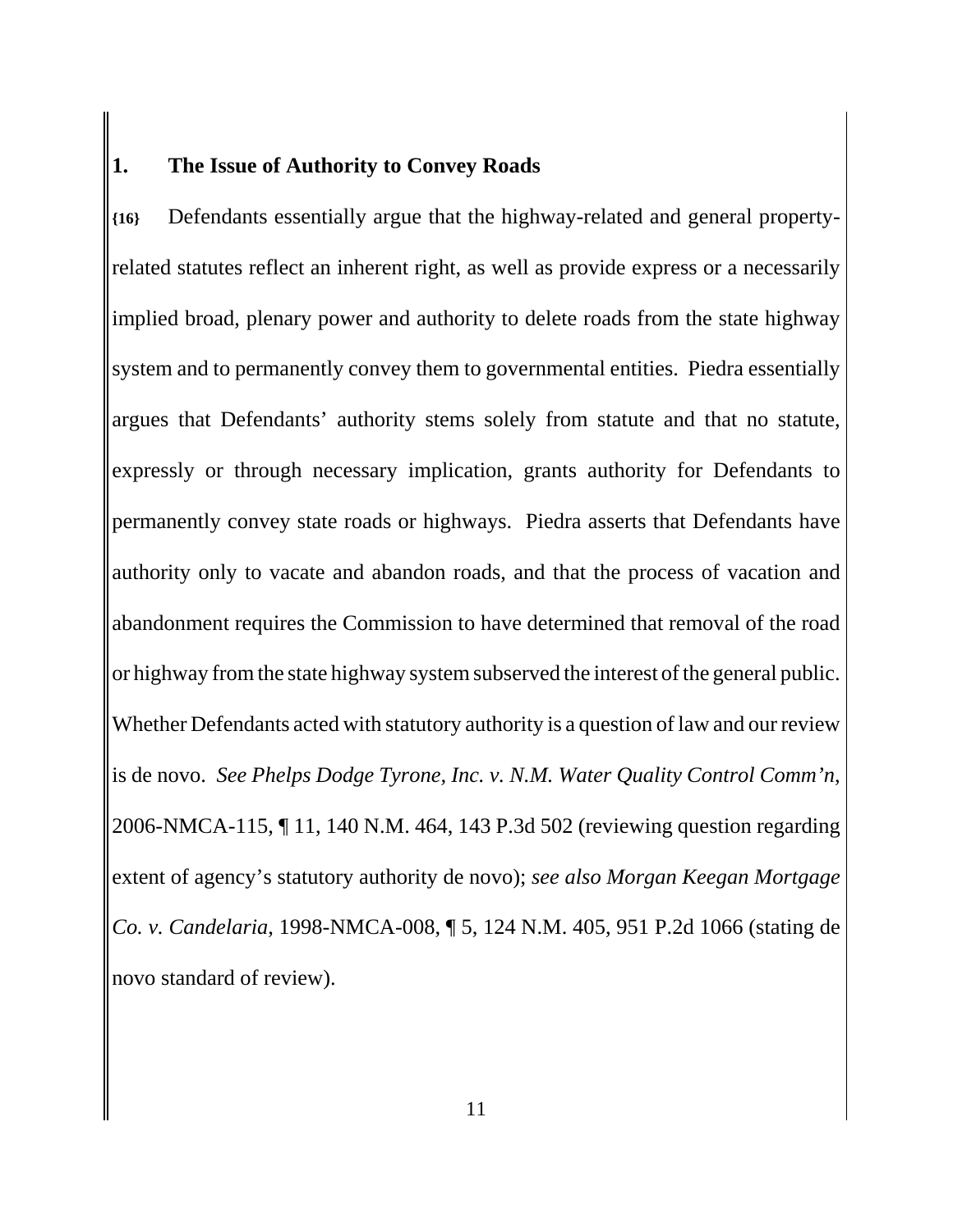### 1. The Issue of Authority to Convey Roads

**{16}** Defendants essentially argue that the highway-related and general property-related statutes reflect an inherent right, as well as provide express or a necessarily implied broad, plenary power and authority to delete roads from the state highway system and to permanently convey them to governmental entities. Piedra essentially argues that Defendants' authority stems solely from statute and that no statute, expressly or through necessary implication, grants authority for Defendants to permanently convey state roads or highways. Piedra asserts that Defendants have authority only to vacate and abandon roads, and that the process of vacation and abandonment requires the Commission to have determined that removal of the road or highway from the state highway system subserved the interest of the general public. Whether Defendants acted with statutory authority is a question of law and our review is de novo. *See Phelps Dodge Tyrone, Inc. v. N.M. Water Quality Control Comm'n*, 2006-NMCA-115, ¶ 11, 140 N.M. 464, 143 P.3d 502 (reviewing question regarding extent of agency's statutory authority de novo); *see also Morgan Keegan Mortgage Co. v. Candelaria*, 1998-NMCA-008, ¶ 5, 124 N.M. 405, 951 P.2d 1066 (stating de novo standard of review).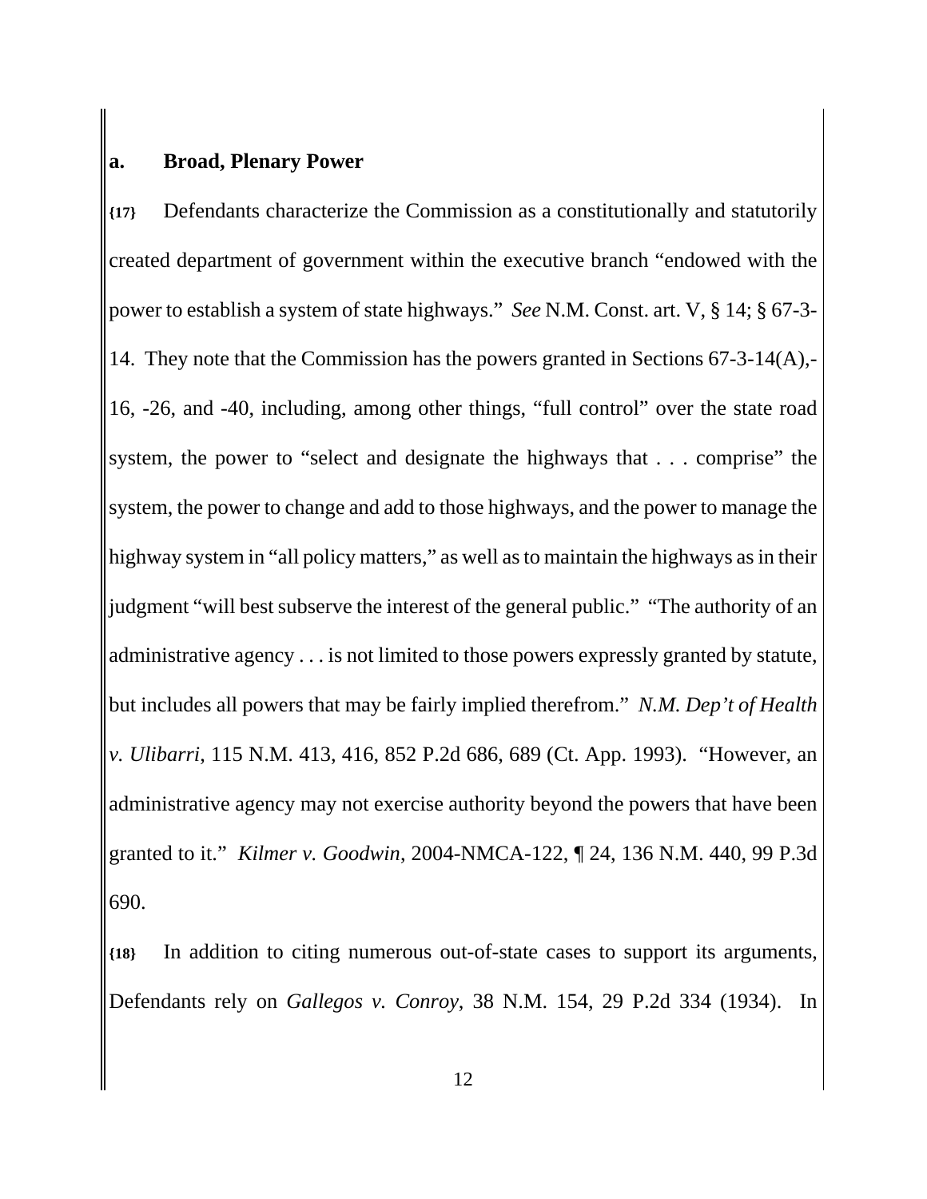### a. Broad, Plenary Power

**{17}** Defendants characterize the Commission as a constitutionally and statutorily created department of government within the executive branch "endowed with the power to establish a system of state highways." *See* N.M. Const. art. V, § 14; § 67-3-14. They note that the Commission has the powers granted in Sections 67-3-14(A),-16, -26, and -40, including, among other things, "full control" over the state road system, the power to "select and designate the highways that . . . comprise" the system, the power to change and add to those highways, and the power to manage the highway system in "all policy matters," as well as to maintain the highways as in their judgment "will best subserve the interest of the general public." "The authority of an administrative agency . . . is not limited to those powers expressly granted by statute, but includes all powers that may be fairly implied therefrom." *N.M. Dep't of Health v. Ulibarri*, 115 N.M. 413, 416, 852 P.2d 686, 689 (Ct. App. 1993). "However, an administrative agency may not exercise authority beyond the powers that have been granted to it." *Kilmer v. Goodwin*, 2004-NMCA-122, ¶ 24, 136 N.M. 440, 99 P.3d 690.

**{18}** In addition to citing numerous out-of-state cases to support its arguments, Defendants rely on *Gallegos v. Conroy*, 38 N.M. 154, 29 P.2d 334 (1934). In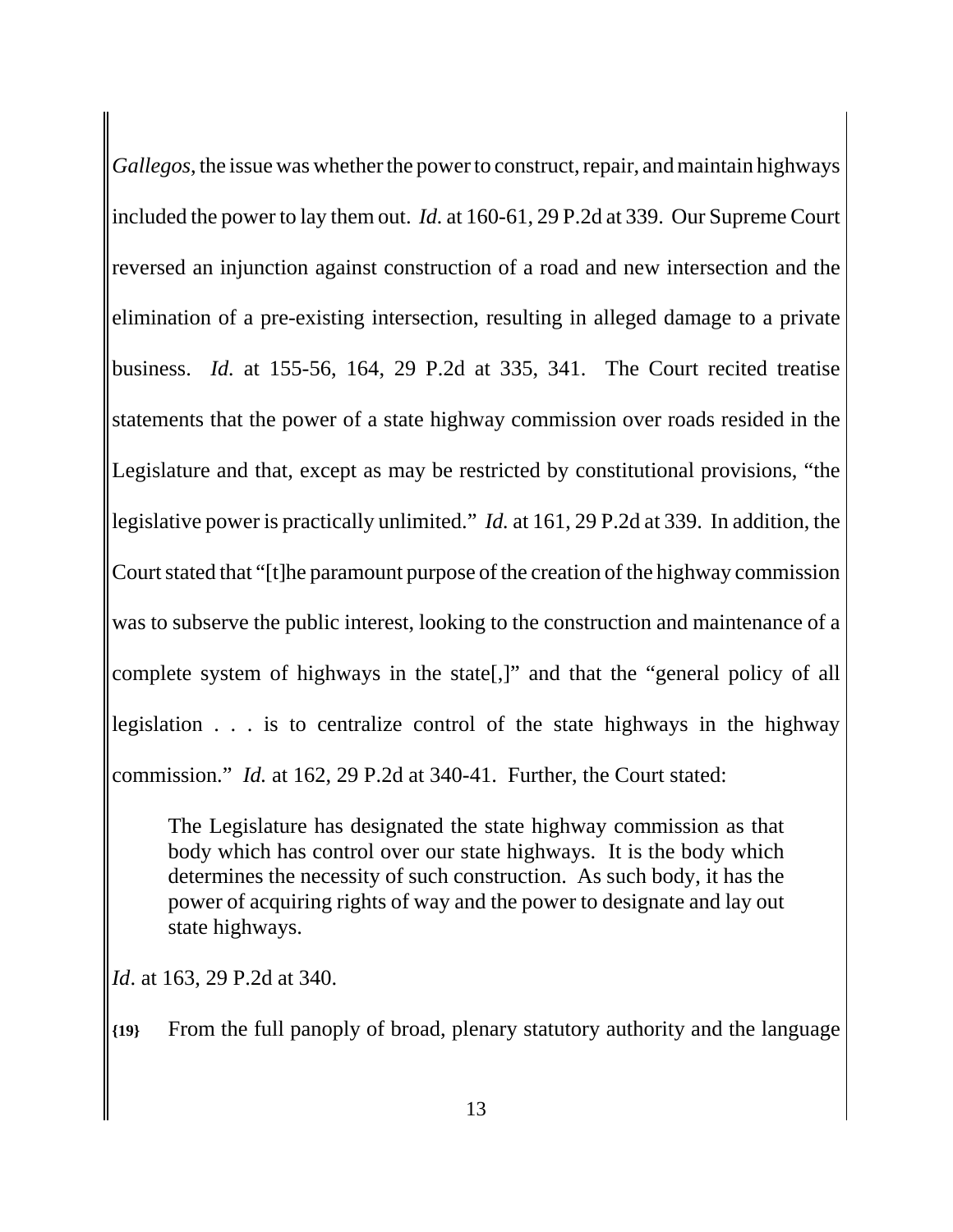*Gallegos*, the issue was whether the power to construct, repair, and maintain highways included the power to lay them out. *Id.* at 160-61, 29 P.2d at 339. Our Supreme Court reversed an injunction against construction of a road and new intersection and the elimination of a pre-existing intersection, resulting in alleged damage to a private business. *Id.* at 155-56, 164, 29 P.2d at 335, 341. The Court recited treatise statements that the power of a state highway commission over roads resided in the Legislature and that, except as may be restricted by constitutional provisions, "the legislative power is practically unlimited." *Id.* at 161, 29 P.2d at 339. In addition, the Court stated that "[t]he paramount purpose of the creation of the highway commission was to subserve the public interest, looking to the construction and maintenance of a complete system of highways in the state[,]" and that the "general policy of all legislation . . . is to centralize control of the state highways in the highway commission." *Id.* at 162, 29 P.2d at 340-41. Further, the Court stated:

> The Legislature has designated the state highway commission as that body which has control over our state highways. It is the body which determines the necessity of such construction. As such body, it has the power of acquiring rights of way and the power to designate and lay out state highways.

*Id*. at 163, 29 P.2d at 340.

**{19}** From the full panoply of broad, plenary statutory authority and the language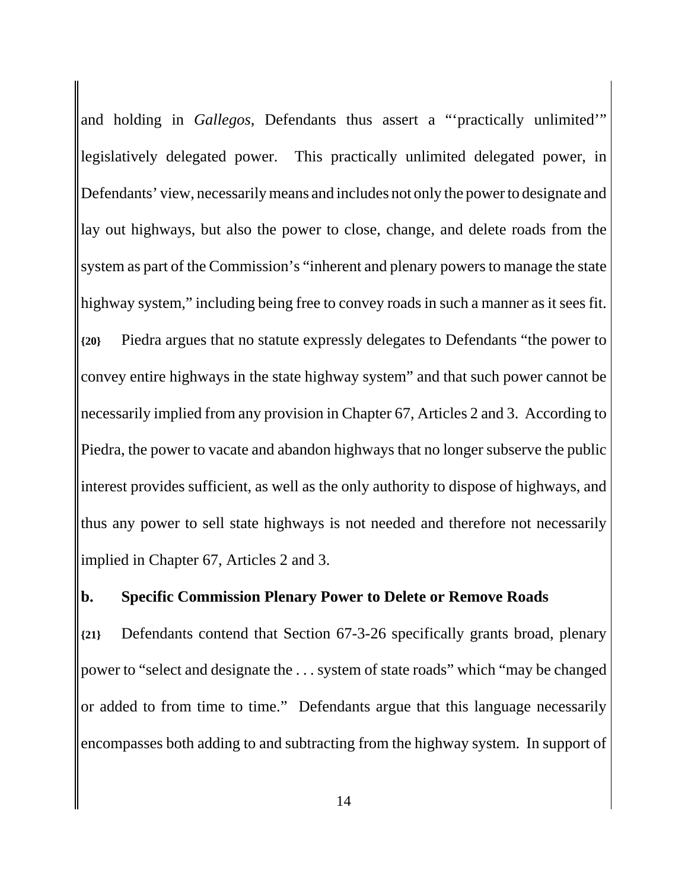and holding in *Gallegos*, Defendants thus assert a "'practically unlimited'" legislatively delegated power. This practically unlimited delegated power, in Defendants' view, necessarily means and includes not only the power to designate and lay out highways, but also the power to close, change, and delete roads from the system as part of the Commission's "inherent and plenary powers to manage the state highway system," including being free to convey roads in such a manner as it sees fit.

**{20}** Piedra argues that no statute expressly delegates to Defendants "the power to convey entire highways in the state highway system" and that such power cannot be necessarily implied from any provision in Chapter 67, Articles 2 and 3. According to Piedra, the power to vacate and abandon highways that no longer subserve the public interest provides sufficient, as well as the only authority to dispose of highways, and thus any power to sell state highways is not needed and therefore not necessarily implied in Chapter 67, Articles 2 and 3.

**b. Specific Commission Plenary Power to Delete or Remove Roads**

**{21}** Defendants contend that Section 67-3-26 specifically grants broad, plenary power to "select and designate the . . . system of state roads" which "may be changed or added to from time to time." Defendants argue that this language necessarily encompasses both adding to and subtracting from the highway system. In support of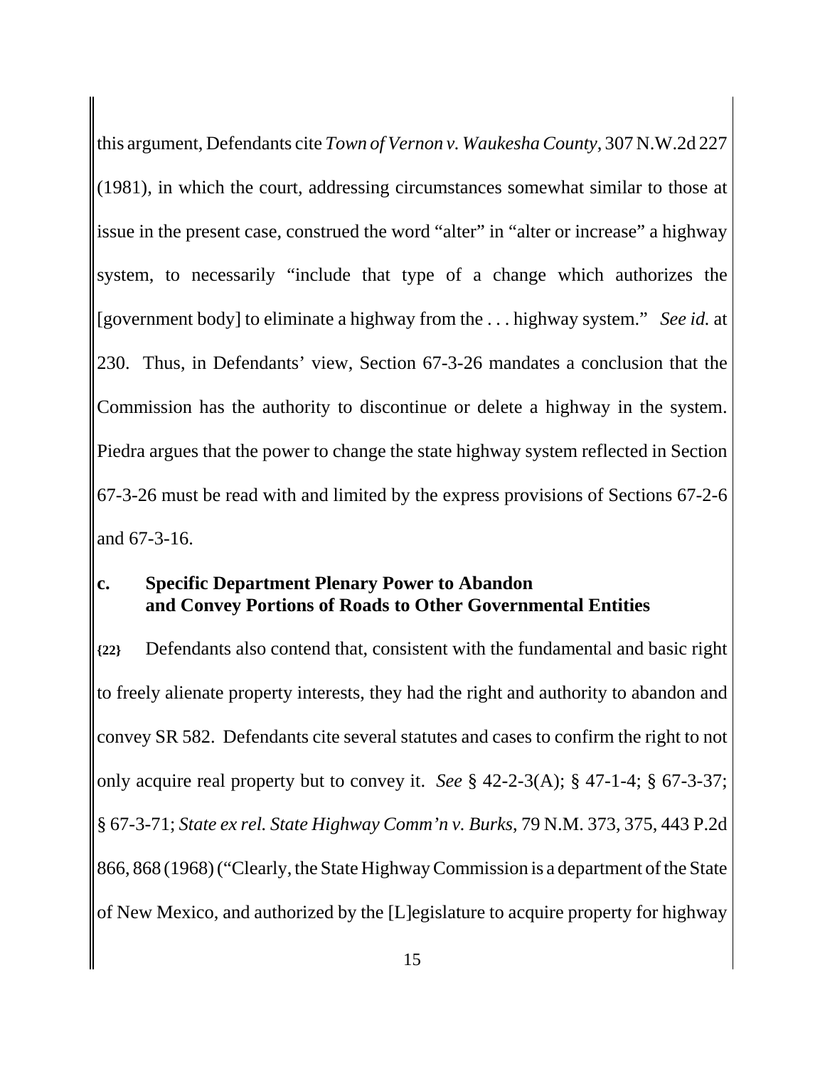this argument, Defendants cite *Town of Vernon v. Waukesha County*, 307 N.W.2d 227 (1981), in which the court, addressing circumstances somewhat similar to those at issue in the present case, construed the word "alter" in "alter or increase" a highway system, to necessarily "include that type of a change which authorizes the [government body] to eliminate a highway from the . . . highway system." *See id.* at 230. Thus, in Defendants' view, Section 67-3-26 mandates a conclusion that the Commission has the authority to discontinue or delete a highway in the system. Piedra argues that the power to change the state highway system reflected in Section 67-3-26 must be read with and limited by the express provisions of Sections 67-2-6 and 67-3-16.

**c. Specific Department Plenary Power to Abandon and Convey Portions of Roads to Other Governmental Entities**

**{22}** Defendants also contend that, consistent with the fundamental and basic right to freely alienate property interests, they had the right and authority to abandon and convey SR 582. Defendants cite several statutes and cases to confirm the right to not only acquire real property but to convey it. *See* § 42-2-3(A); § 47-1-4; § 67-3-37; § 67-3-71; *State ex rel. State Highway Comm'n v. Burks*, 79 N.M. 373, 375, 443 P.2d 866, 868 (1968) ("Clearly, the State Highway Commission is a department of the State of New Mexico, and authorized by the [L]egislature to acquire property for highway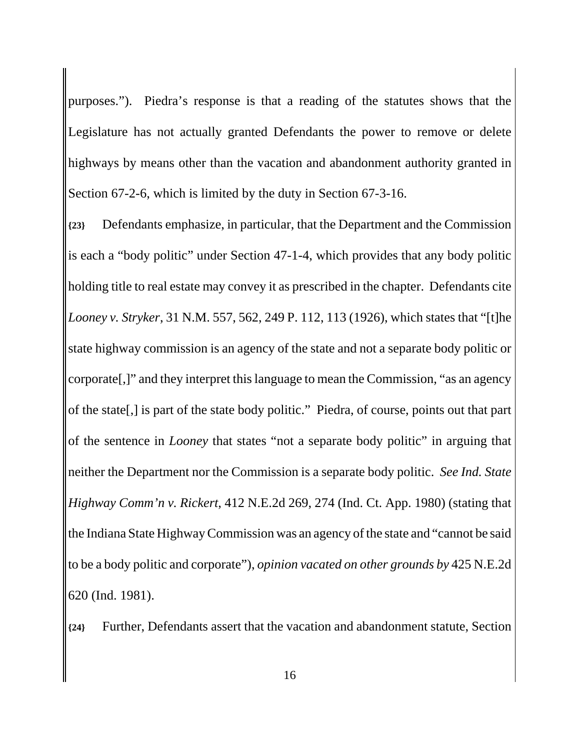purposes."). Piedra's response is that a reading of the statutes shows that the Legislature has not actually granted Defendants the power to remove or delete highways by means other than the vacation and abandonment authority granted in Section 67-2-6, which is limited by the duty in Section 67-3-16.

**{23}** Defendants emphasize, in particular, that the Department and the Commission is each a "body politic" under Section 47-1-4, which provides that any body politic holding title to real estate may convey it as prescribed in the chapter. Defendants cite *Looney v. Stryker*, 31 N.M. 557, 562, 249 P. 112, 113 (1926), which states that "[t]he state highway commission is an agency of the state and not a separate body politic or corporate[,]" and they interpret this language to mean the Commission, "as an agency of the state[,] is part of the state body politic." Piedra, of course, points out that part of the sentence in *Looney* that states "not a separate body politic" in arguing that neither the Department nor the Commission is a separate body politic. *See Ind. State Highway Comm'n v. Rickert*, 412 N.E.2d 269, 274 (Ind. Ct. App. 1980) (stating that the Indiana State Highway Commission was an agency of the state and "cannot be said to be a body politic and corporate"), *opinion vacated on other grounds by* 425 N.E.2d 620 (Ind. 1981).

**{24}** Further, Defendants assert that the vacation and abandonment statute, Section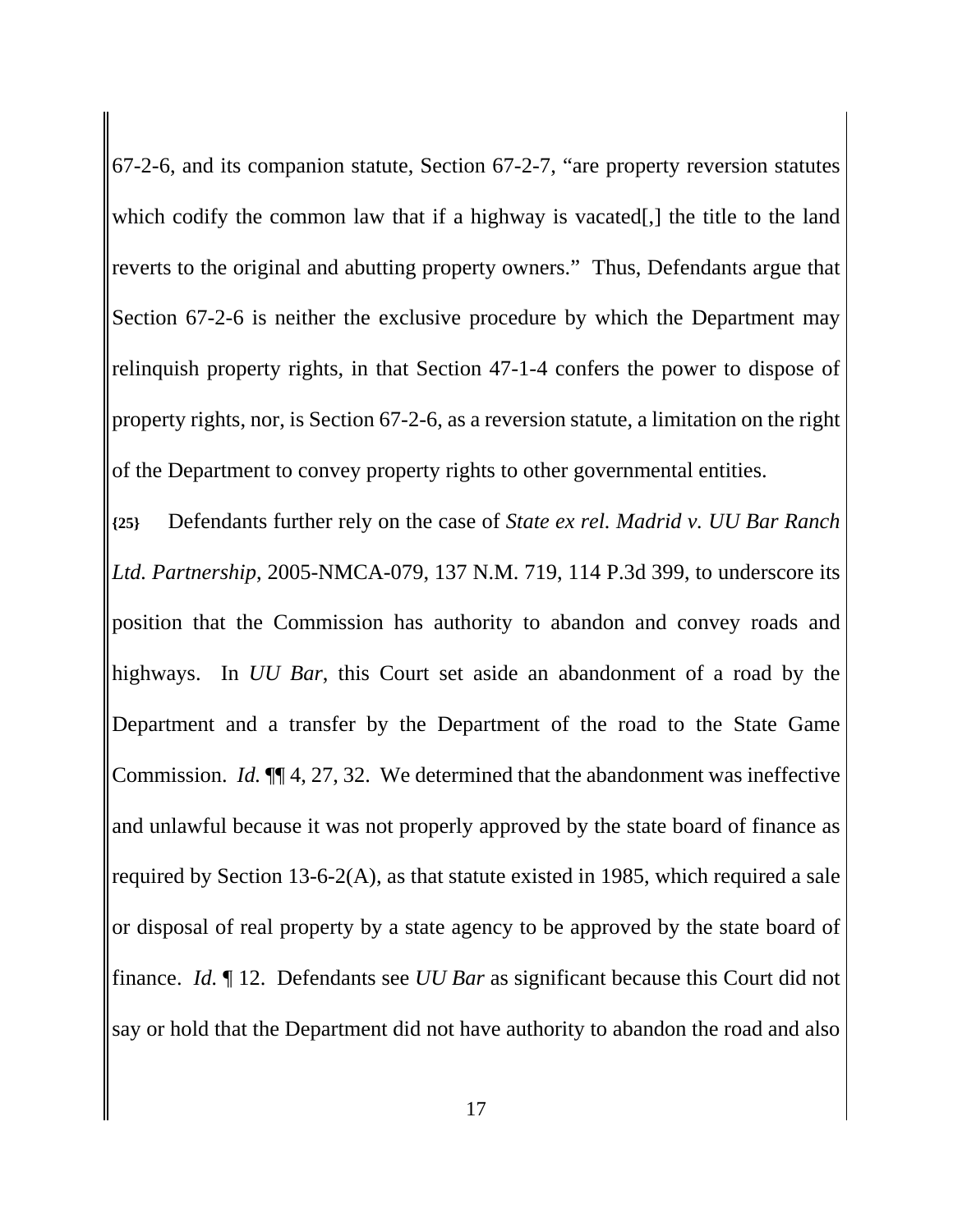67-2-6, and its companion statute, Section 67-2-7, "are property reversion statutes which codify the common law that if a highway is vacated[,] the title to the land reverts to the original and abutting property owners." Thus, Defendants argue that Section 67-2-6 is neither the exclusive procedure by which the Department may relinquish property rights, in that Section 47-1-4 confers the power to dispose of property rights, nor, is Section 67-2-6, as a reversion statute, a limitation on the right of the Department to convey property rights to other governmental entities.

**{25}** Defendants further rely on the case of *State ex rel. Madrid v. UU Bar Ranch Ltd. Partnership*, 2005-NMCA-079, 137 N.M. 719, 114 P.3d 399, to underscore its position that the Commission has authority to abandon and convey roads and highways. In *UU Bar*, this Court set aside an abandonment of a road by the Department and a transfer by the Department of the road to the State Game Commission. *Id.* ¶¶ 4, 27, 32. We determined that the abandonment was ineffective and unlawful because it was not properly approved by the state board of finance as required by Section 13-6-2(A), as that statute existed in 1985, which required a sale or disposal of real property by a state agency to be approved by the state board of finance. *Id.* ¶ 12. Defendants see *UU Bar* as significant because this Court did not say or hold that the Department did not have authority to abandon the road and also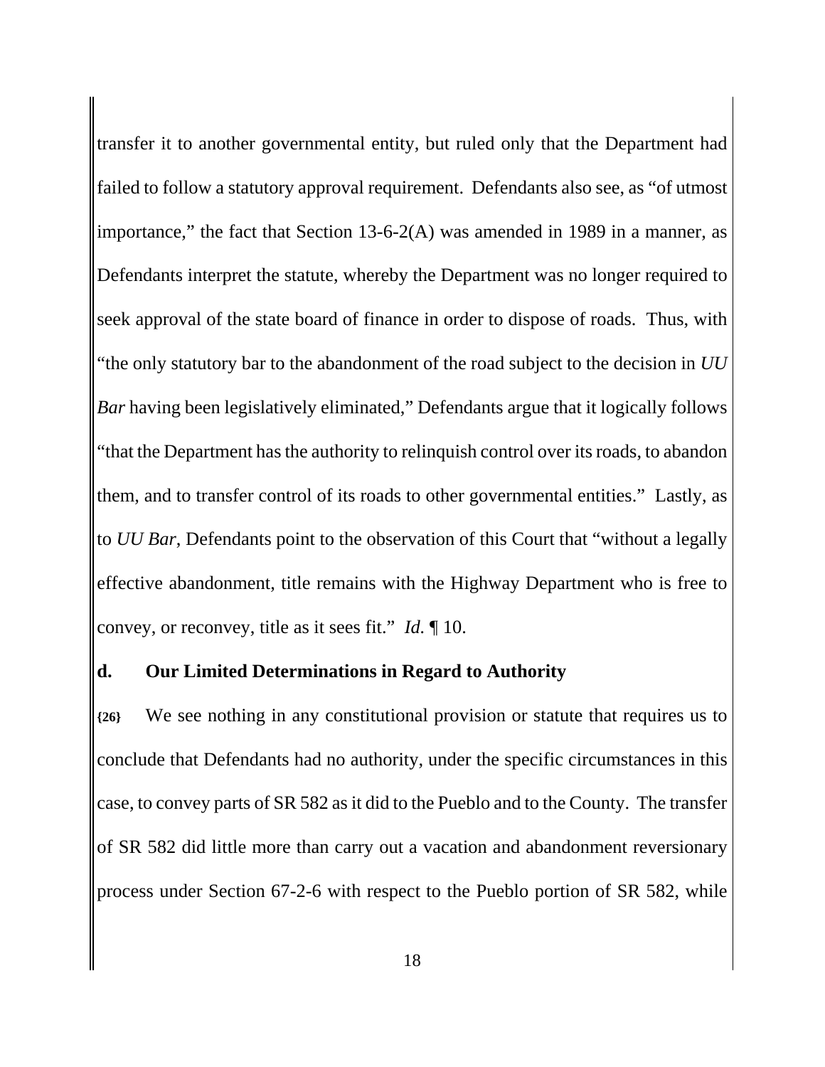transfer it to another governmental entity, but ruled only that the Department had failed to follow a statutory approval requirement. Defendants also see, as "of utmost importance," the fact that Section 13-6-2(A) was amended in 1989 in a manner, as Defendants interpret the statute, whereby the Department was no longer required to seek approval of the state board of finance in order to dispose of roads. Thus, with "the only statutory bar to the abandonment of the road subject to the decision in *UU Bar* having been legislatively eliminated," Defendants argue that it logically follows "that the Department has the authority to relinquish control over its roads, to abandon them, and to transfer control of its roads to other governmental entities." Lastly, as to *UU Bar*, Defendants point to the observation of this Court that "without a legally effective abandonment, title remains with the Highway Department who is free to convey, or reconvey, title as it sees fit." *Id.* ¶ 10.

**d. Our Limited Determinations in Regard to Authority**

**{26}** We see nothing in any constitutional provision or statute that requires us to conclude that Defendants had no authority, under the specific circumstances in this case, to convey parts of SR 582 as it did to the Pueblo and to the County. The transfer of SR 582 did little more than carry out a vacation and abandonment reversionary process under Section 67-2-6 with respect to the Pueblo portion of SR 582, while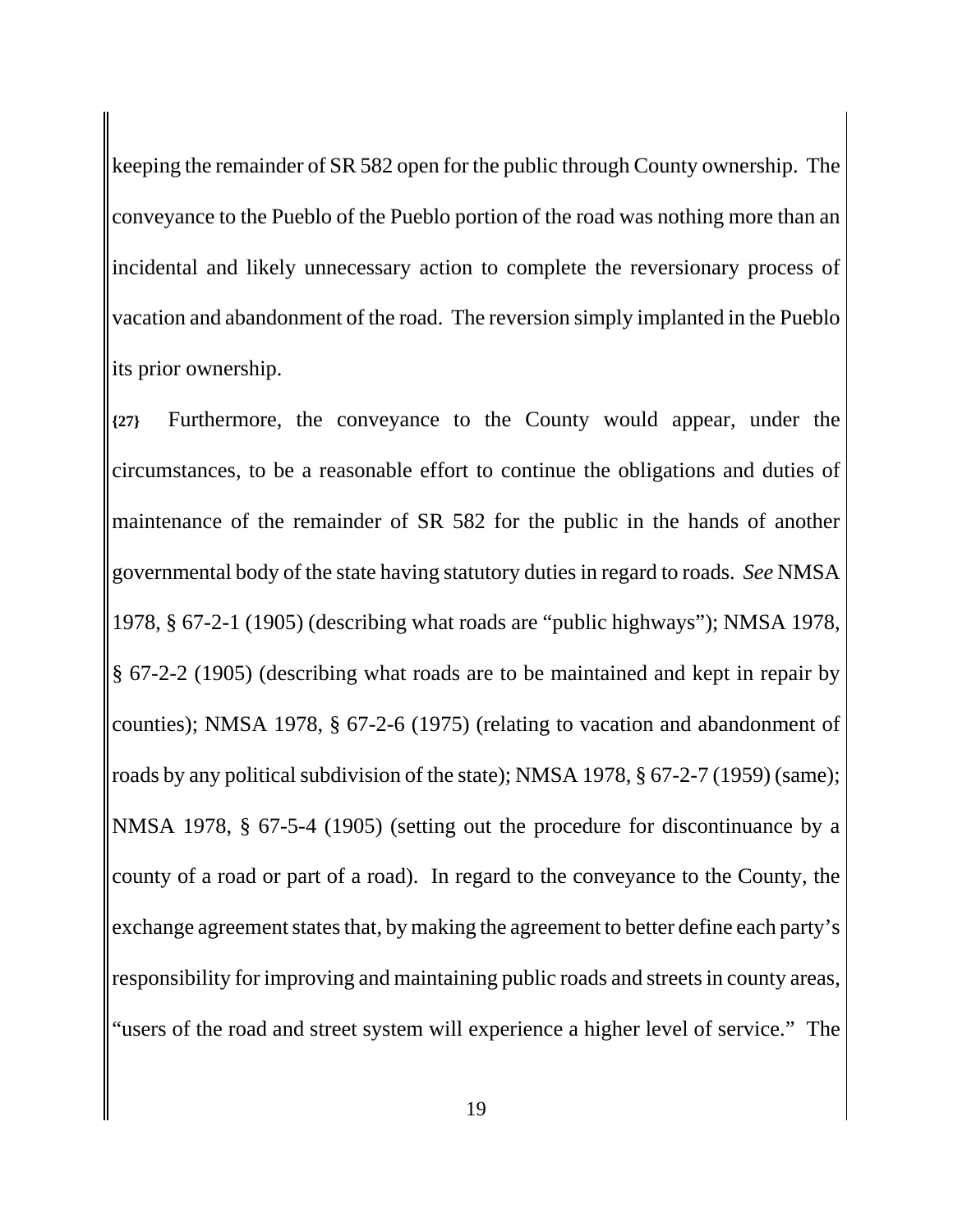keeping the remainder of SR 582 open for the public through County ownership. The conveyance to the Pueblo of the Pueblo portion of the road was nothing more than an incidental and likely unnecessary action to complete the reversionary process of vacation and abandonment of the road. The reversion simply implanted in the Pueblo its prior ownership.

**{27}** Furthermore, the conveyance to the County would appear, under the circumstances, to be a reasonable effort to continue the obligations and duties of maintenance of the remainder of SR 582 for the public in the hands of another governmental body of the state having statutory duties in regard to roads. *See* NMSA 1978, § 67-2-1 (1905) (describing what roads are "public highways"); NMSA 1978, § 67-2-2 (1905) (describing what roads are to be maintained and kept in repair by counties); NMSA 1978, § 67-2-6 (1975) (relating to vacation and abandonment of roads by any political subdivision of the state); NMSA 1978, § 67-2-7 (1959) (same); NMSA 1978, § 67-5-4 (1905) (setting out the procedure for discontinuance by a county of a road or part of a road). In regard to the conveyance to the County, the exchange agreement states that, by making the agreement to better define each party's responsibility for improving and maintaining public roads and streets in county areas, "users of the road and street system will experience a higher level of service." The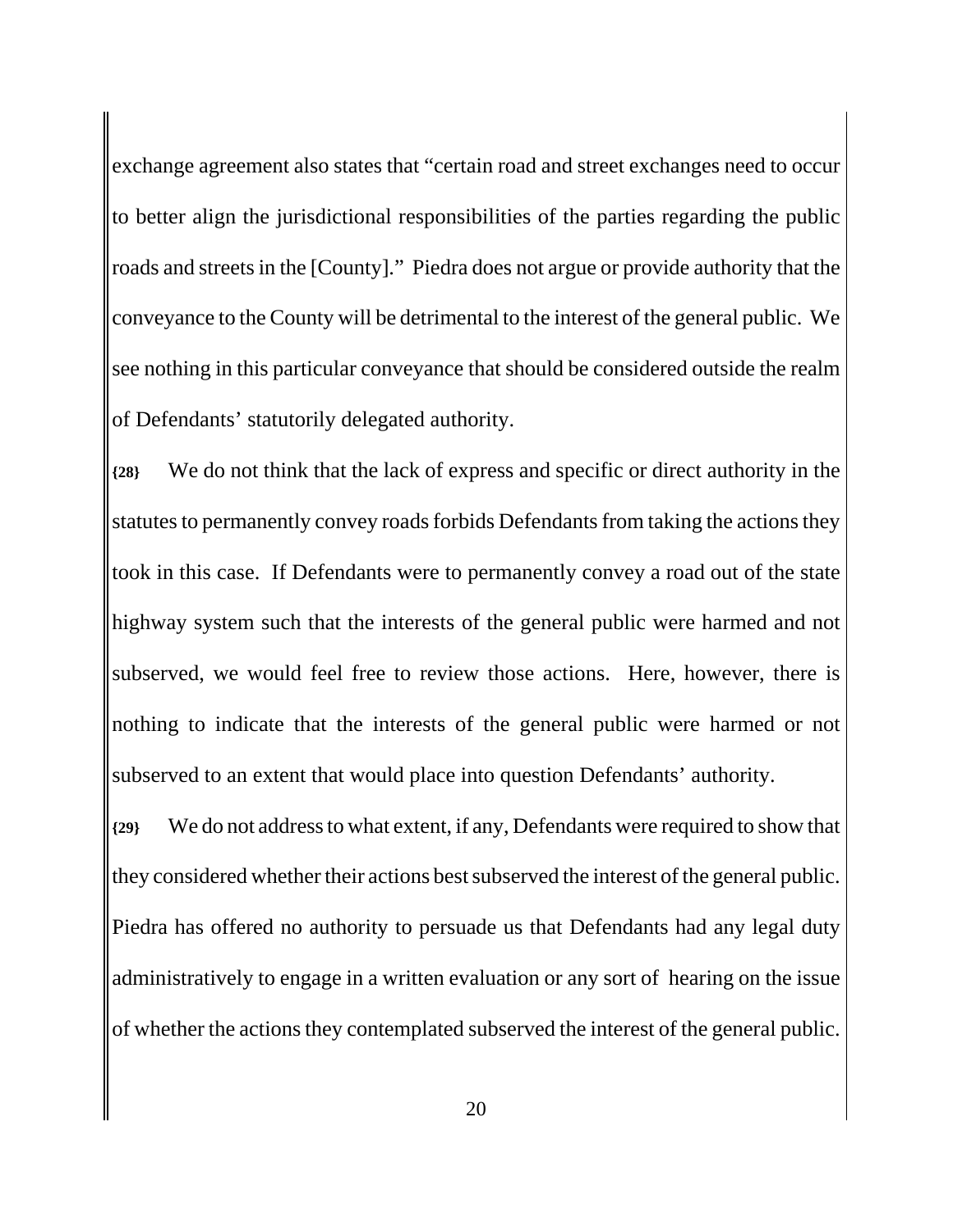exchange agreement also states that "certain road and street exchanges need to occur to better align the jurisdictional responsibilities of the parties regarding the public roads and streets in the [County]." Piedra does not argue or provide authority that the conveyance to the County will be detrimental to the interest of the general public. We see nothing in this particular conveyance that should be considered outside the realm of Defendants' statutorily delegated authority.

**{28}** We do not think that the lack of express and specific or direct authority in the statutes to permanently convey roads forbids Defendants from taking the actions they took in this case. If Defendants were to permanently convey a road out of the state highway system such that the interests of the general public were harmed and not subserved, we would feel free to review those actions. Here, however, there is nothing to indicate that the interests of the general public were harmed or not subserved to an extent that would place into question Defendants' authority.

**{29}** We do not address to what extent, if any, Defendants were required to show that they considered whether their actions best subserved the interest of the general public. Piedra has offered no authority to persuade us that Defendants had any legal duty administratively to engage in a written evaluation or any sort of hearing on the issue of whether the actions they contemplated subserved the interest of the general public.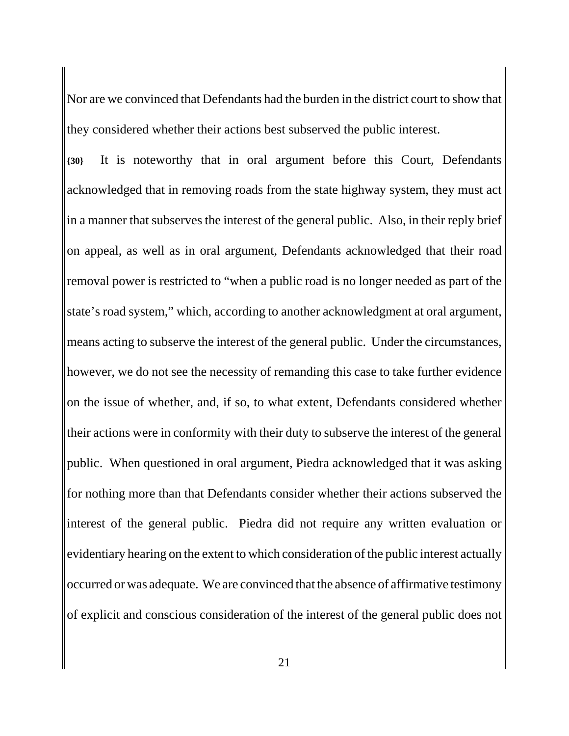Nor are we convinced that Defendants had the burden in the district court to show that they considered whether their actions best subserved the public interest.

**{30}** It is noteworthy that in oral argument before this Court, Defendants acknowledged that in removing roads from the state highway system, they must act in a manner that subserves the interest of the general public. Also, in their reply brief on appeal, as well as in oral argument, Defendants acknowledged that their road removal power is restricted to "when a public road is no longer needed as part of the state's road system," which, according to another acknowledgment at oral argument, means acting to subserve the interest of the general public. Under the circumstances, however, we do not see the necessity of remanding this case to take further evidence on the issue of whether, and, if so, to what extent, Defendants considered whether their actions were in conformity with their duty to subserve the interest of the general public. When questioned in oral argument, Piedra acknowledged that it was asking for nothing more than that Defendants consider whether their actions subserved the interest of the general public. Piedra did not require any written evaluation or evidentiary hearing on the extent to which consideration of the public interest actually occurred or was adequate. We are convinced that the absence of affirmative testimony of explicit and conscious consideration of the interest of the general public does not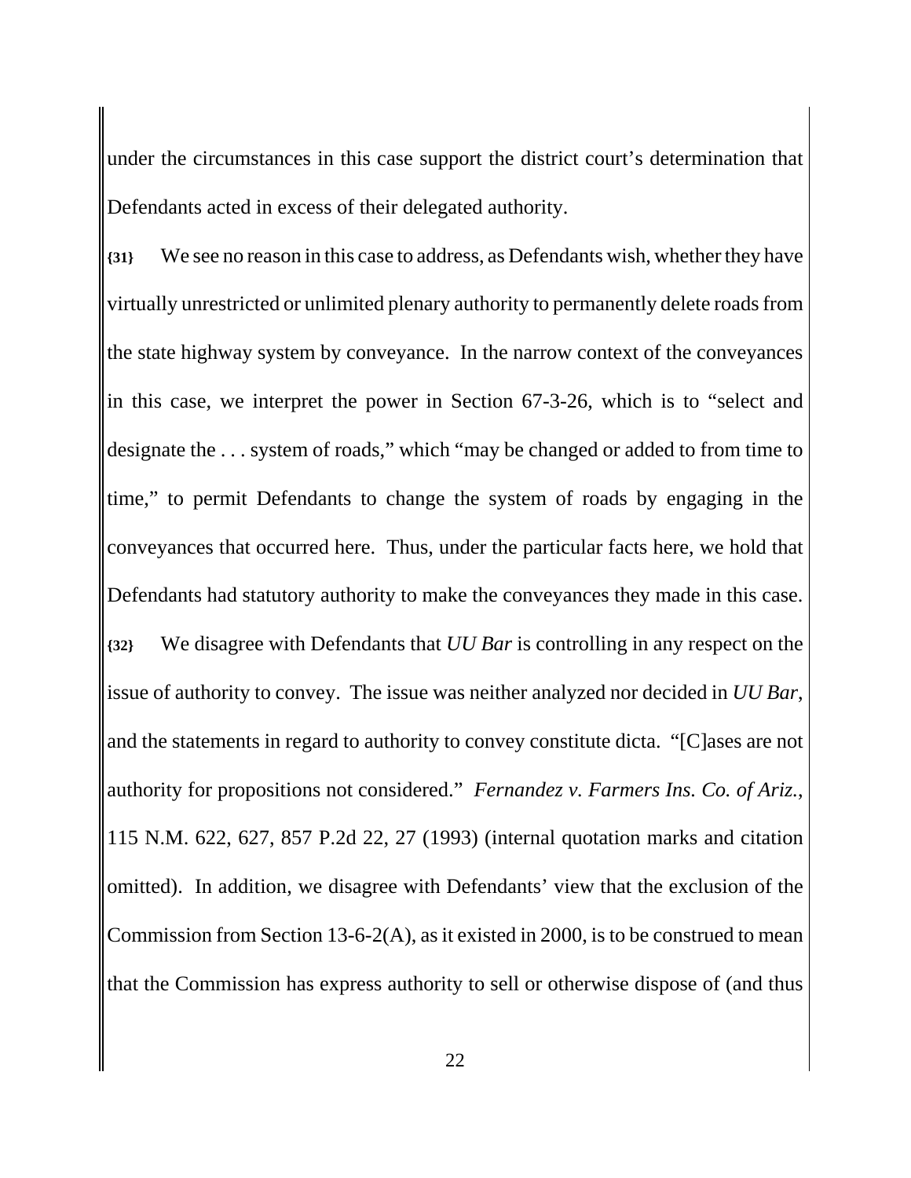under the circumstances in this case support the district court's determination that Defendants acted in excess of their delegated authority.

**{31}** We see no reason in this case to address, as Defendants wish, whether they have virtually unrestricted or unlimited plenary authority to permanently delete roads from the state highway system by conveyance. In the narrow context of the conveyances in this case, we interpret the power in Section 67-3-26, which is to "select and designate the . . . system of roads," which "may be changed or added to from time to time," to permit Defendants to change the system of roads by engaging in the conveyances that occurred here. Thus, under the particular facts here, we hold that Defendants had statutory authority to make the conveyances they made in this case.

**{32}** We disagree with Defendants that *UU Bar* is controlling in any respect on the issue of authority to convey. The issue was neither analyzed nor decided in *UU Bar*, and the statements in regard to authority to convey constitute dicta. "[C]ases are not authority for propositions not considered." *Fernandez v. Farmers Ins. Co. of Ariz.*, 115 N.M. 622, 627, 857 P.2d 22, 27 (1993) (internal quotation marks and citation omitted). In addition, we disagree with Defendants' view that the exclusion of the Commission from Section 13-6-2(A), as it existed in 2000, is to be construed to mean that the Commission has express authority to sell or otherwise dispose of (and thus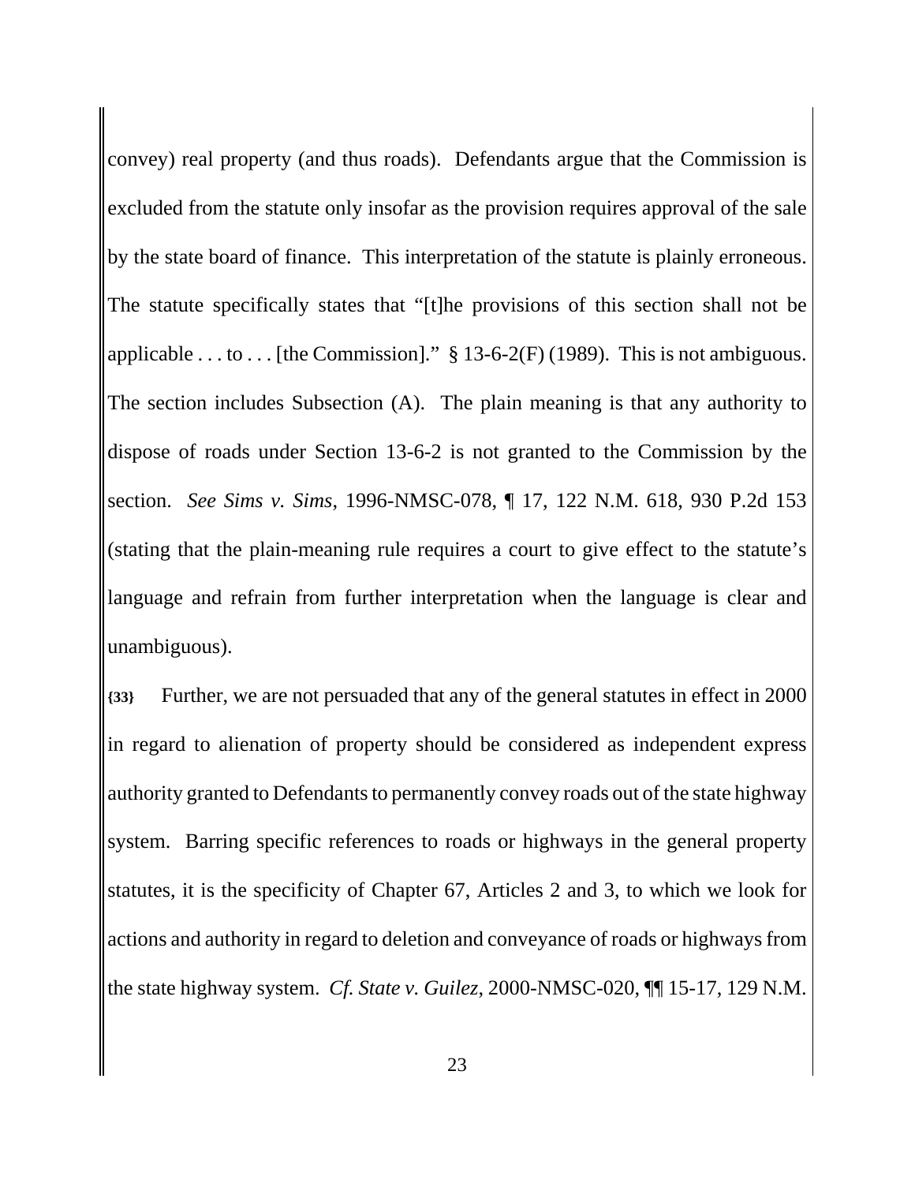convey) real property (and thus roads). Defendants argue that the Commission is excluded from the statute only insofar as the provision requires approval of the sale by the state board of finance. This interpretation of the statute is plainly erroneous. The statute specifically states that "[t]he provisions of this section shall not be applicable . . . to . . . [the Commission]." § 13-6-2(F) (1989). This is not ambiguous. The section includes Subsection (A). The plain meaning is that any authority to dispose of roads under Section 13-6-2 is not granted to the Commission by the section. *See Sims v. Sims*, 1996-NMSC-078, ¶ 17, 122 N.M. 618, 930 P.2d 153 (stating that the plain-meaning rule requires a court to give effect to the statute's language and refrain from further interpretation when the language is clear and unambiguous).

**{33}** Further, we are not persuaded that any of the general statutes in effect in 2000 in regard to alienation of property should be considered as independent express authority granted to Defendants to permanently convey roads out of the state highway system. Barring specific references to roads or highways in the general property statutes, it is the specificity of Chapter 67, Articles 2 and 3, to which we look for actions and authority in regard to deletion and conveyance of roads or highways from the state highway system. *Cf. State v. Guilez*, 2000-NMSC-020, ¶¶ 15-17, 129 N.M.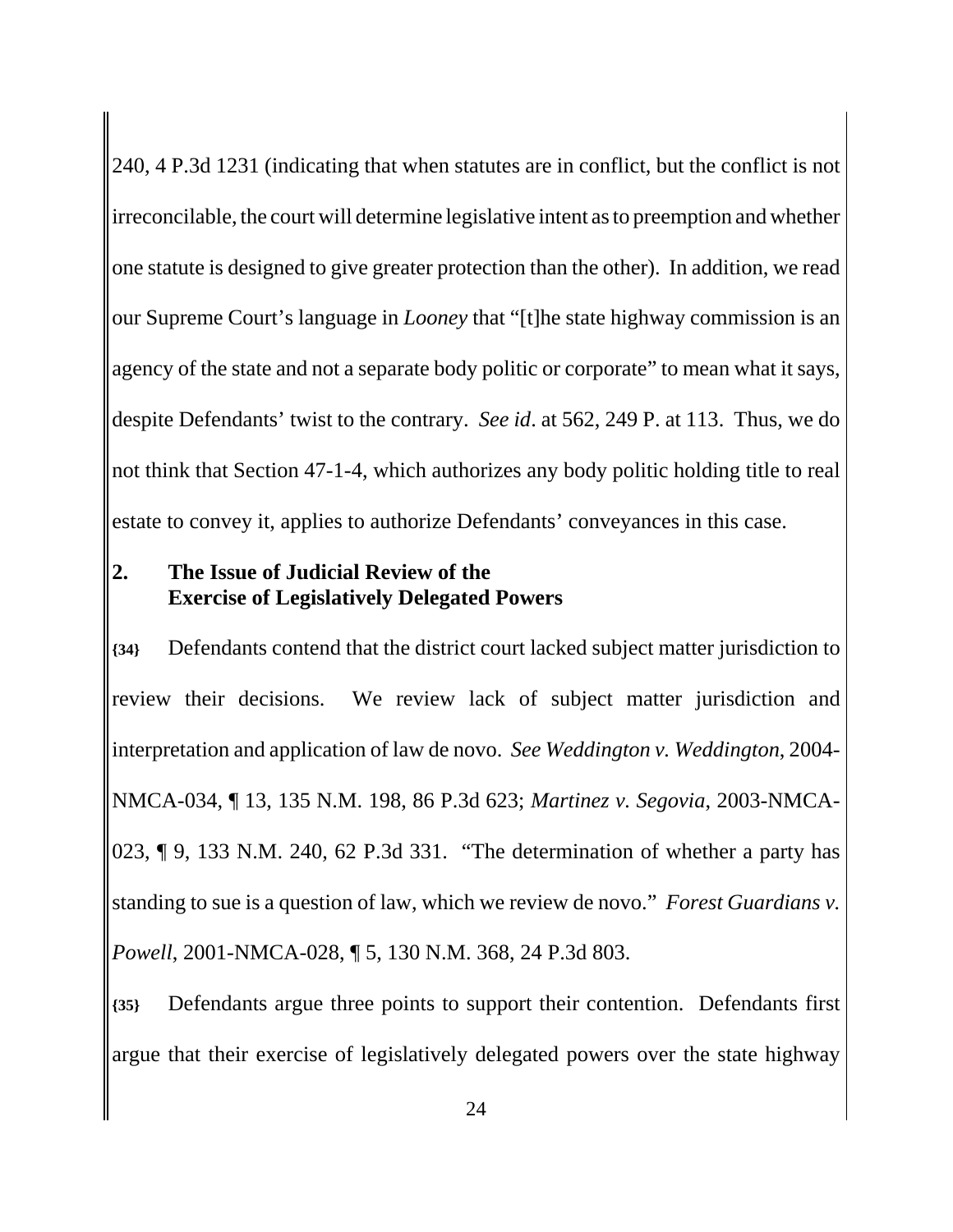240, 4 P.3d 1231 (indicating that when statutes are in conflict, but the conflict is not irreconcilable, the court will determine legislative intent as to preemption and whether one statute is designed to give greater protection than the other). In addition, we read our Supreme Court's language in *Looney* that "[t]he state highway commission is an agency of the state and not a separate body politic or corporate" to mean what it says, despite Defendants' twist to the contrary. *See id*. at 562, 249 P. at 113. Thus, we do not think that Section 47-1-4, which authorizes any body politic holding title to real estate to convey it, applies to authorize Defendants' conveyances in this case.

## 2. The Issue of Judicial Review of the Exercise of Legislatively Delegated Powers

**{34}** Defendants contend that the district court lacked subject matter jurisdiction to review their decisions. We review lack of subject matter jurisdiction and interpretation and application of law de novo. *See Weddington v. Weddington*, 2004-NMCA-034, ¶ 13, 135 N.M. 198, 86 P.3d 623; *Martinez v. Segovia*, 2003-NMCA-023, ¶ 9, 133 N.M. 240, 62 P.3d 331. "The determination of whether a party has standing to sue is a question of law, which we review de novo." *Forest Guardians v. Powell*, 2001-NMCA-028, ¶ 5, 130 N.M. 368, 24 P.3d 803.

**{35}** Defendants argue three points to support their contention. Defendants first argue that their exercise of legislatively delegated powers over the state highway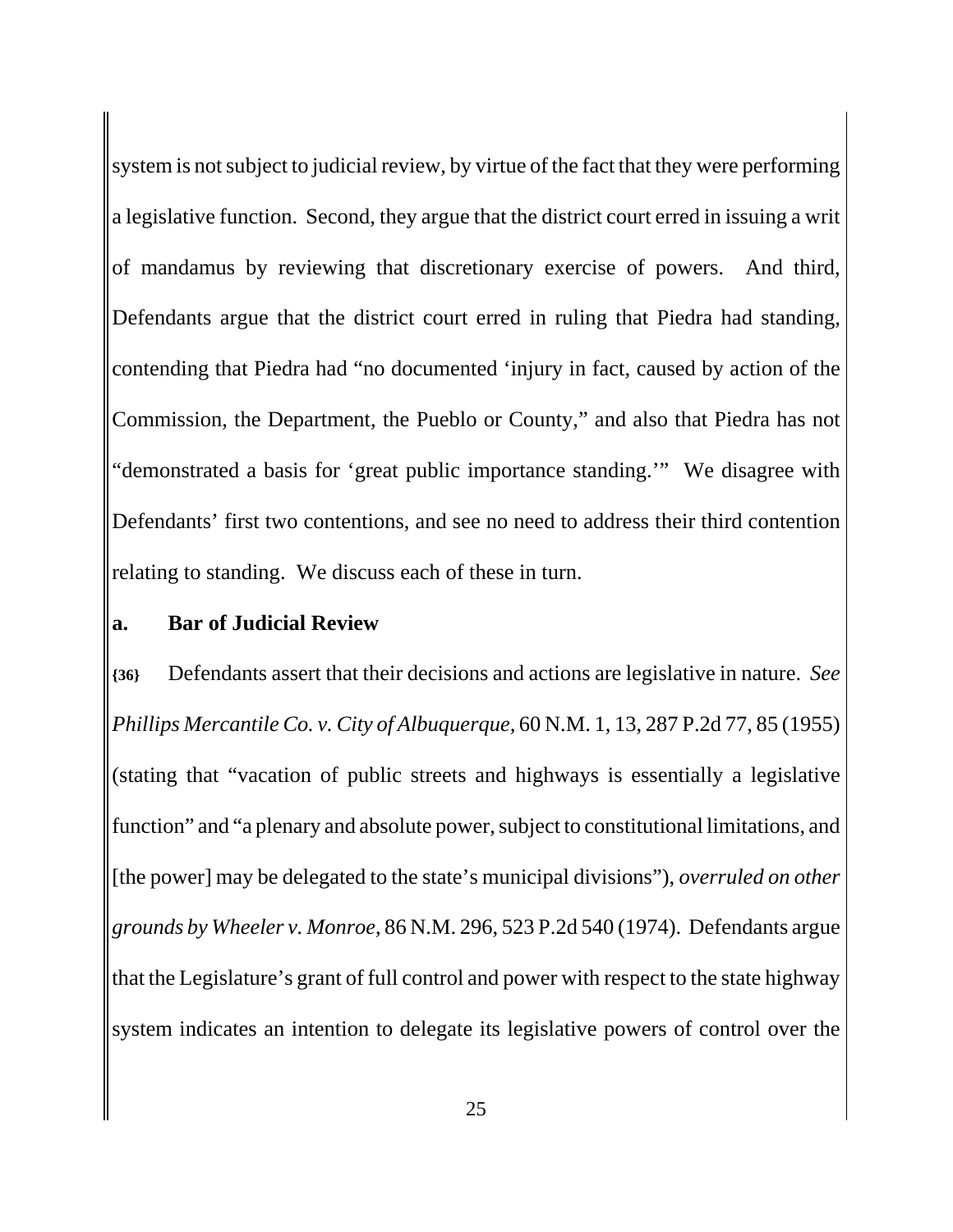system is not subject to judicial review, by virtue of the fact that they were performing a legislative function. Second, they argue that the district court erred in issuing a writ of mandamus by reviewing that discretionary exercise of powers. And third, Defendants argue that the district court erred in ruling that Piedra had standing, contending that Piedra had "no documented 'injury in fact, caused by action of the Commission, the Department, the Pueblo or County," and also that Piedra has not "demonstrated a basis for 'great public importance standing.'" We disagree with Defendants' first two contentions, and see no need to address their third contention relating to standing. We discuss each of these in turn.

**a. Bar of Judicial Review**

**{36}** Defendants assert that their decisions and actions are legislative in nature. *See Phillips Mercantile Co. v. City of Albuquerque*, 60 N.M. 1, 13, 287 P.2d 77, 85 (1955) (stating that "vacation of public streets and highways is essentially a legislative function" and "a plenary and absolute power, subject to constitutional limitations, and [the power] may be delegated to the state's municipal divisions"), *overruled on other grounds by Wheeler v. Monroe*, 86 N.M. 296, 523 P.2d 540 (1974). Defendants argue that the Legislature's grant of full control and power with respect to the state highway system indicates an intention to delegate its legislative powers of control over the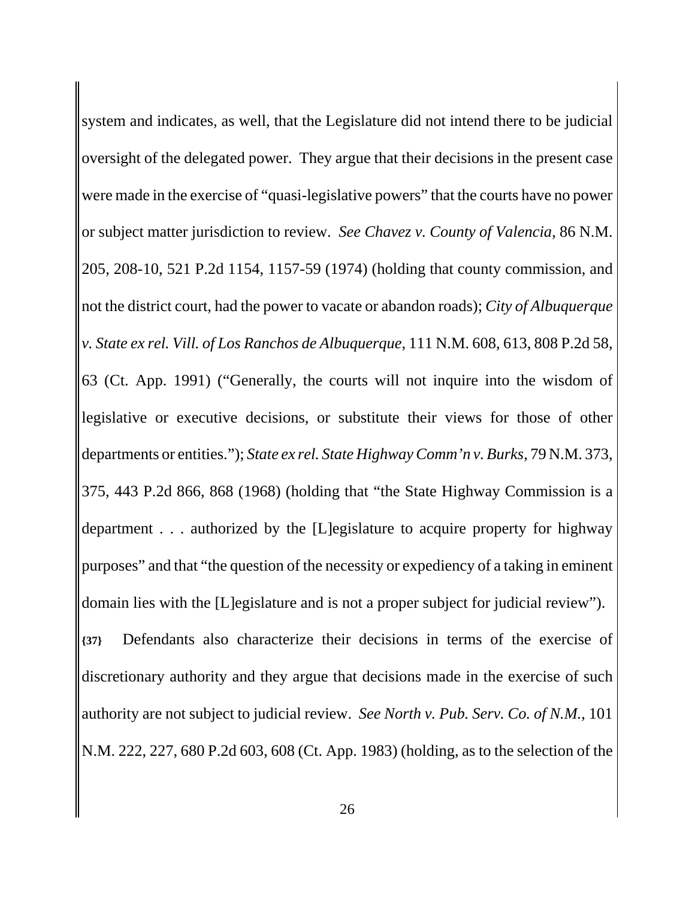system and indicates, as well, that the Legislature did not intend there to be judicial oversight of the delegated power. They argue that their decisions in the present case were made in the exercise of "quasi-legislative powers" that the courts have no power or subject matter jurisdiction to review. *See Chavez v. County of Valencia*, 86 N.M. 205, 208-10, 521 P.2d 1154, 1157-59 (1974) (holding that county commission, and not the district court, had the power to vacate or abandon roads); *City of Albuquerque v. State ex rel. Vill. of Los Ranchos de Albuquerque*, 111 N.M. 608, 613, 808 P.2d 58, 63 (Ct. App. 1991) ("Generally, the courts will not inquire into the wisdom of legislative or executive decisions, or substitute their views for those of other departments or entities."); *State ex rel. State Highway Comm'n v. Burks*, 79 N.M. 373, 375, 443 P.2d 866, 868 (1968) (holding that "the State Highway Commission is a department . . . authorized by the [L]egislature to acquire property for highway purposes" and that "the question of the necessity or expediency of a taking in eminent domain lies with the [L]egislature and is not a proper subject for judicial review").

**{37}** Defendants also characterize their decisions in terms of the exercise of discretionary authority and they argue that decisions made in the exercise of such authority are not subject to judicial review. *See North v. Pub. Serv. Co. of N.M.*, 101 N.M. 222, 227, 680 P.2d 603, 608 (Ct. App. 1983) (holding, as to the selection of the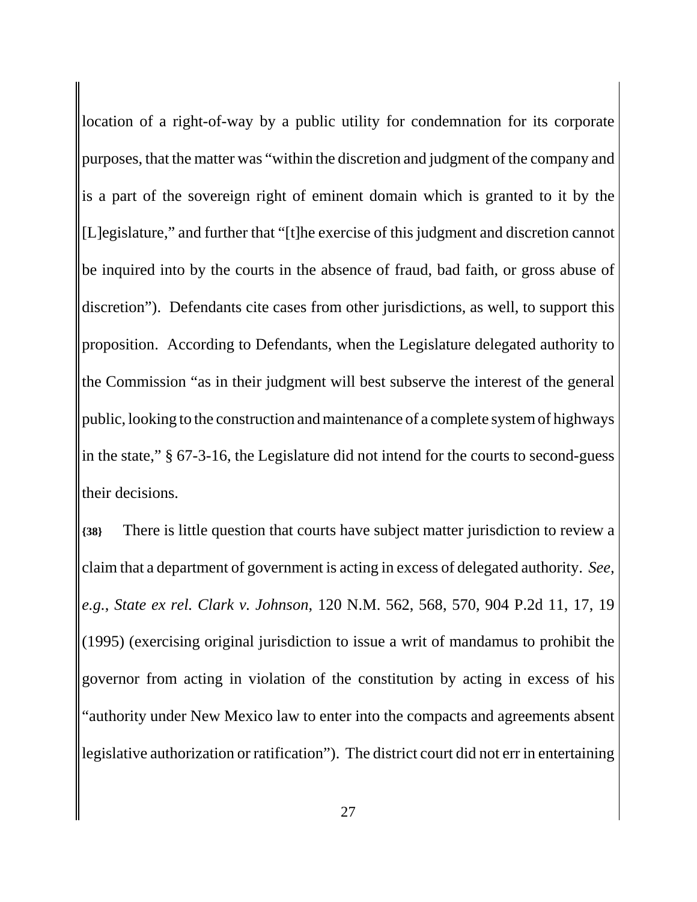location of a right-of-way by a public utility for condemnation for its corporate purposes, that the matter was "within the discretion and judgment of the company and is a part of the sovereign right of eminent domain which is granted to it by the [L]egislature," and further that "[t]he exercise of this judgment and discretion cannot be inquired into by the courts in the absence of fraud, bad faith, or gross abuse of discretion"). Defendants cite cases from other jurisdictions, as well, to support this proposition. According to Defendants, when the Legislature delegated authority to the Commission "as in their judgment will best subserve the interest of the general public, looking to the construction and maintenance of a complete system of highways in the state," § 67-3-16, the Legislature did not intend for the courts to second-guess their decisions.

**{38}** There is little question that courts have subject matter jurisdiction to review a claim that a department of government is acting in excess of delegated authority. *See, e.g.*, *State ex rel. Clark v. Johnson*, 120 N.M. 562, 568, 570, 904 P.2d 11, 17, 19 (1995) (exercising original jurisdiction to issue a writ of mandamus to prohibit the governor from acting in violation of the constitution by acting in excess of his "authority under New Mexico law to enter into the compacts and agreements absent legislative authorization or ratification"). The district court did not err in entertaining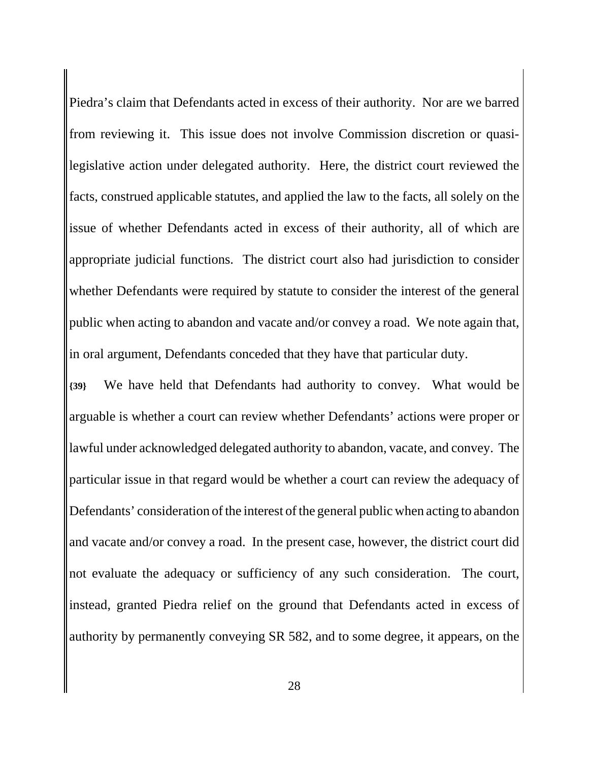Piedra's claim that Defendants acted in excess of their authority. Nor are we barred from reviewing it. This issue does not involve Commission discretion or quasi-legislative action under delegated authority. Here, the district court reviewed the facts, construed applicable statutes, and applied the law to the facts, all solely on the issue of whether Defendants acted in excess of their authority, all of which are appropriate judicial functions. The district court also had jurisdiction to consider whether Defendants were required by statute to consider the interest of the general public when acting to abandon and vacate and/or convey a road. We note again that, in oral argument, Defendants conceded that they have that particular duty.

**{39}** We have held that Defendants had authority to convey. What would be arguable is whether a court can review whether Defendants' actions were proper or lawful under acknowledged delegated authority to abandon, vacate, and convey. The particular issue in that regard would be whether a court can review the adequacy of Defendants' consideration of the interest of the general public when acting to abandon and vacate and/or convey a road. In the present case, however, the district court did not evaluate the adequacy or sufficiency of any such consideration. The court, instead, granted Piedra relief on the ground that Defendants acted in excess of authority by permanently conveying SR 582, and to some degree, it appears, on the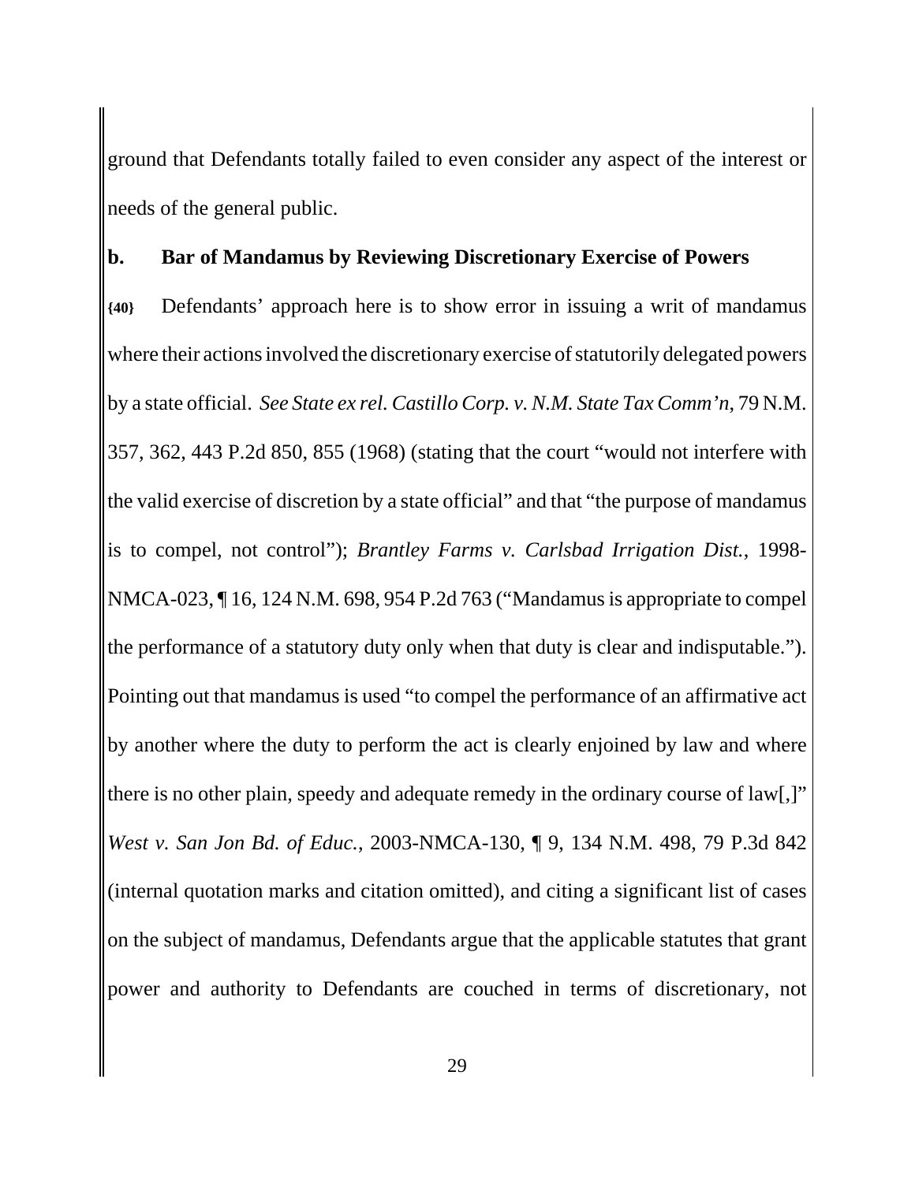ground that Defendants totally failed to even consider any aspect of the interest or needs of the general public.

**b. Bar of Mandamus by Reviewing Discretionary Exercise of Powers**

**{40}** Defendants' approach here is to show error in issuing a writ of mandamus where their actions involved the discretionary exercise of statutorily delegated powers by a state official. *See State ex rel. Castillo Corp. v. N.M. State Tax Comm'n*, 79 N.M. 357, 362, 443 P.2d 850, 855 (1968) (stating that the court "would not interfere with the valid exercise of discretion by a state official" and that "the purpose of mandamus is to compel, not control"); *Brantley Farms v. Carlsbad Irrigation Dist.*, 1998-NMCA-023, ¶ 16, 124 N.M. 698, 954 P.2d 763 ("Mandamus is appropriate to compel the performance of a statutory duty only when that duty is clear and indisputable."). Pointing out that mandamus is used "to compel the performance of an affirmative act by another where the duty to perform the act is clearly enjoined by law and where there is no other plain, speedy and adequate remedy in the ordinary course of law[,]" *West v. San Jon Bd. of Educ.*, 2003-NMCA-130, ¶ 9, 134 N.M. 498, 79 P.3d 842 (internal quotation marks and citation omitted), and citing a significant list of cases on the subject of mandamus, Defendants argue that the applicable statutes that grant power and authority to Defendants are couched in terms of discretionary, not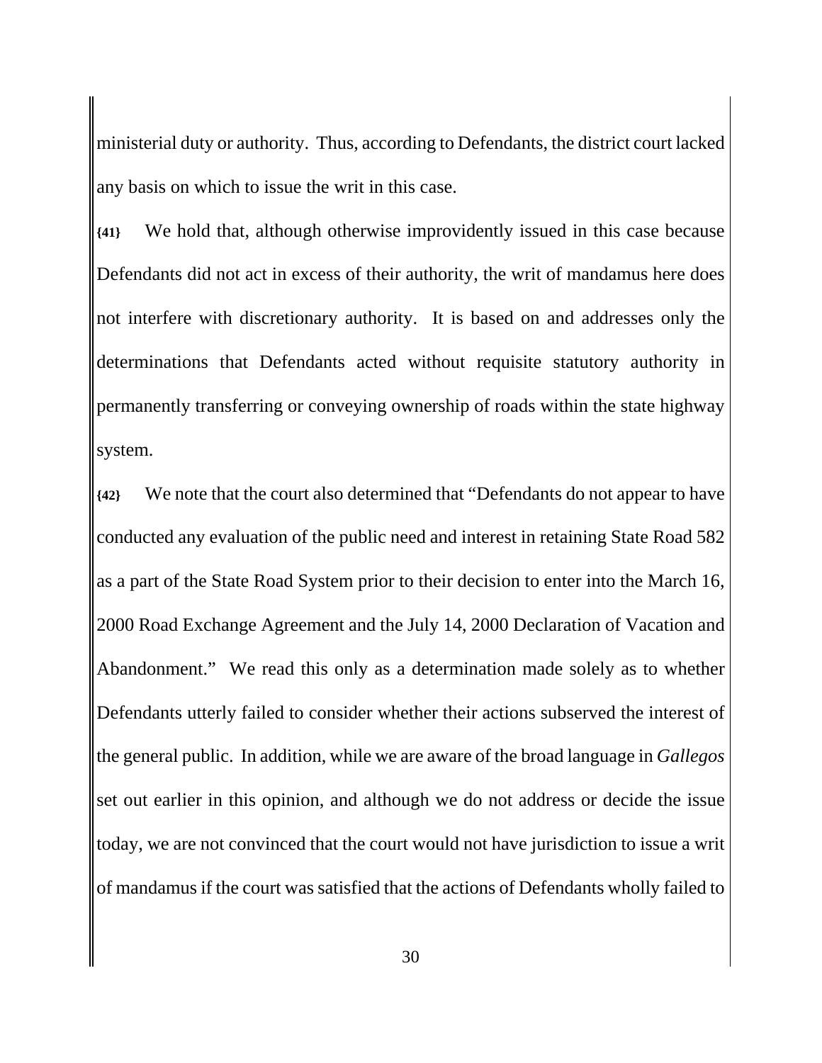ministerial duty or authority. Thus, according to Defendants, the district court lacked any basis on which to issue the writ in this case.

**{41}** We hold that, although otherwise improvidently issued in this case because Defendants did not act in excess of their authority, the writ of mandamus here does not interfere with discretionary authority. It is based on and addresses only the determinations that Defendants acted without requisite statutory authority in permanently transferring or conveying ownership of roads within the state highway system.

**{42}** We note that the court also determined that "Defendants do not appear to have conducted any evaluation of the public need and interest in retaining State Road 582 as a part of the State Road System prior to their decision to enter into the March 16, 2000 Road Exchange Agreement and the July 14, 2000 Declaration of Vacation and Abandonment." We read this only as a determination made solely as to whether Defendants utterly failed to consider whether their actions subserved the interest of the general public. In addition, while we are aware of the broad language in *Gallegos* set out earlier in this opinion, and although we do not address or decide the issue today, we are not convinced that the court would not have jurisdiction to issue a writ of mandamus if the court was satisfied that the actions of Defendants wholly failed to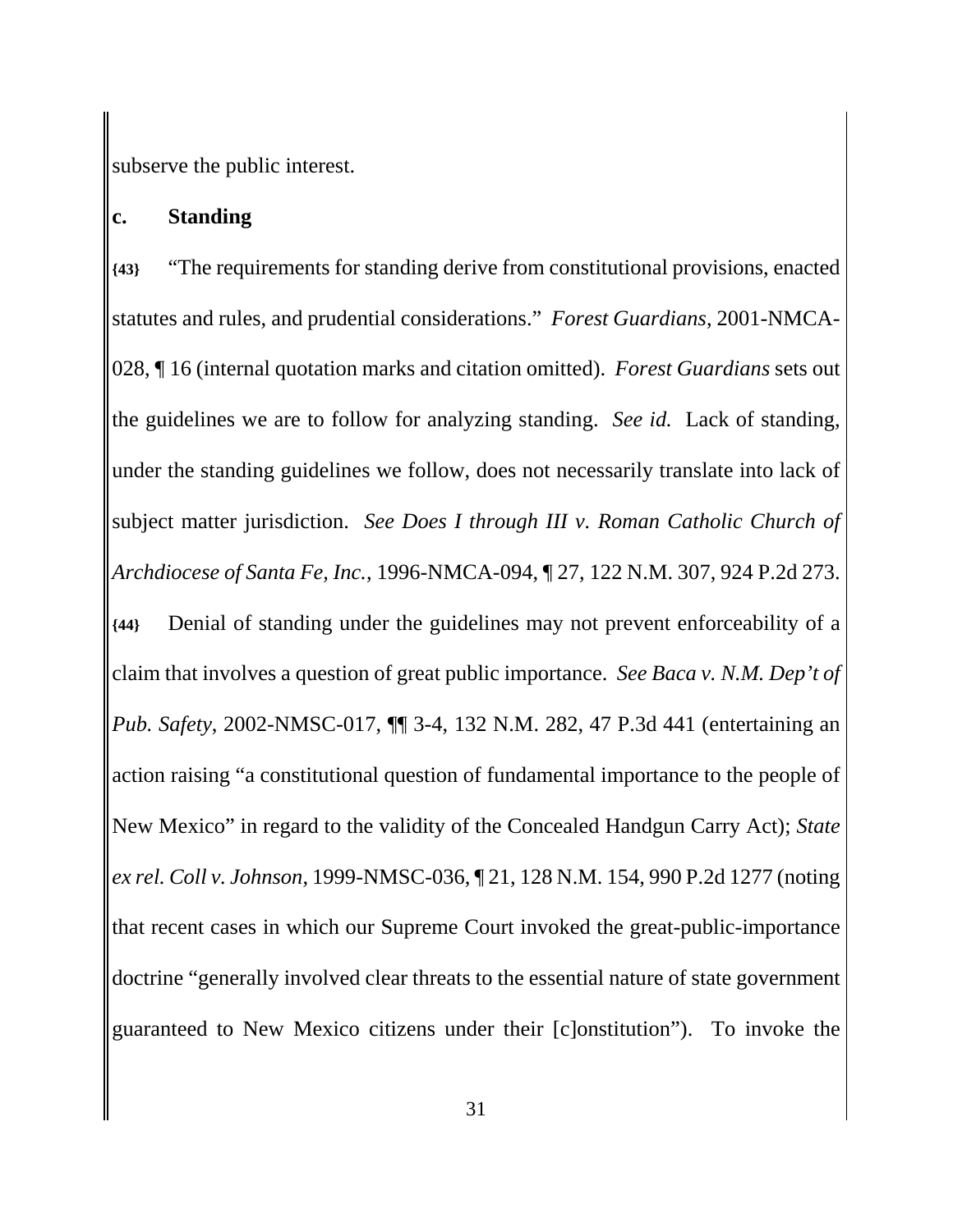subserve the public interest.

**c. Standing**

**{43}** "The requirements for standing derive from constitutional provisions, enacted statutes and rules, and prudential considerations." *Forest Guardians*, 2001-NMCA-028, ¶ 16 (internal quotation marks and citation omitted). *Forest Guardians* sets out the guidelines we are to follow for analyzing standing. *See id.* Lack of standing, under the standing guidelines we follow, does not necessarily translate into lack of subject matter jurisdiction. *See Does I through III v. Roman Catholic Church of Archdiocese of Santa Fe, Inc.*, 1996-NMCA-094, ¶ 27, 122 N.M. 307, 924 P.2d 273.

**{44}** Denial of standing under the guidelines may not prevent enforceability of a claim that involves a question of great public importance. *See Baca v. N.M. Dep't of Pub. Safety*, 2002-NMSC-017, ¶¶ 3-4, 132 N.M. 282, 47 P.3d 441 (entertaining an action raising "a constitutional question of fundamental importance to the people of New Mexico" in regard to the validity of the Concealed Handgun Carry Act); *State ex rel. Coll v. Johnson*, 1999-NMSC-036, ¶ 21, 128 N.M. 154, 990 P.2d 1277 (noting that recent cases in which our Supreme Court invoked the great-public-importance doctrine "generally involved clear threats to the essential nature of state government guaranteed to New Mexico citizens under their [c]onstitution"). To invoke the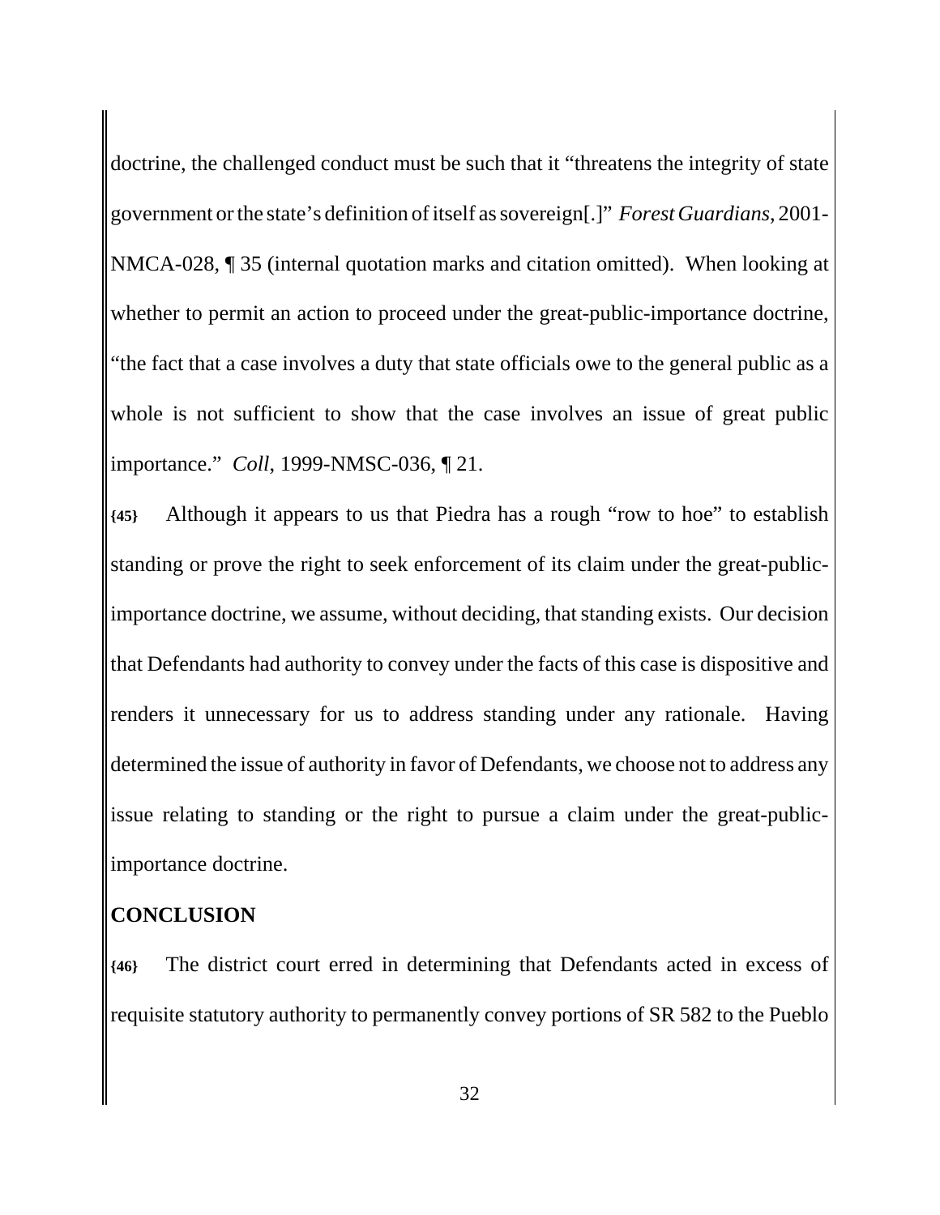doctrine, the challenged conduct must be such that it "threatens the integrity of state government or the state's definition of itself as sovereign[.]" *Forest Guardians*, 2001-NMCA-028, ¶ 35 (internal quotation marks and citation omitted). When looking at whether to permit an action to proceed under the great-public-importance doctrine, "the fact that a case involves a duty that state officials owe to the general public as a whole is not sufficient to show that the case involves an issue of great public importance." *Coll*, 1999-NMSC-036, ¶ 21.

**{45}** Although it appears to us that Piedra has a rough "row to hoe" to establish standing or prove the right to seek enforcement of its claim under the great-public-importance doctrine, we assume, without deciding, that standing exists. Our decision that Defendants had authority to convey under the facts of this case is dispositive and renders it unnecessary for us to address standing under any rationale. Having determined the issue of authority in favor of Defendants, we choose not to address any issue relating to standing or the right to pursue a claim under the great-public-importance doctrine.

## CONCLUSION

**{46}** The district court erred in determining that Defendants acted in excess of requisite statutory authority to permanently convey portions of SR 582 to the Pueblo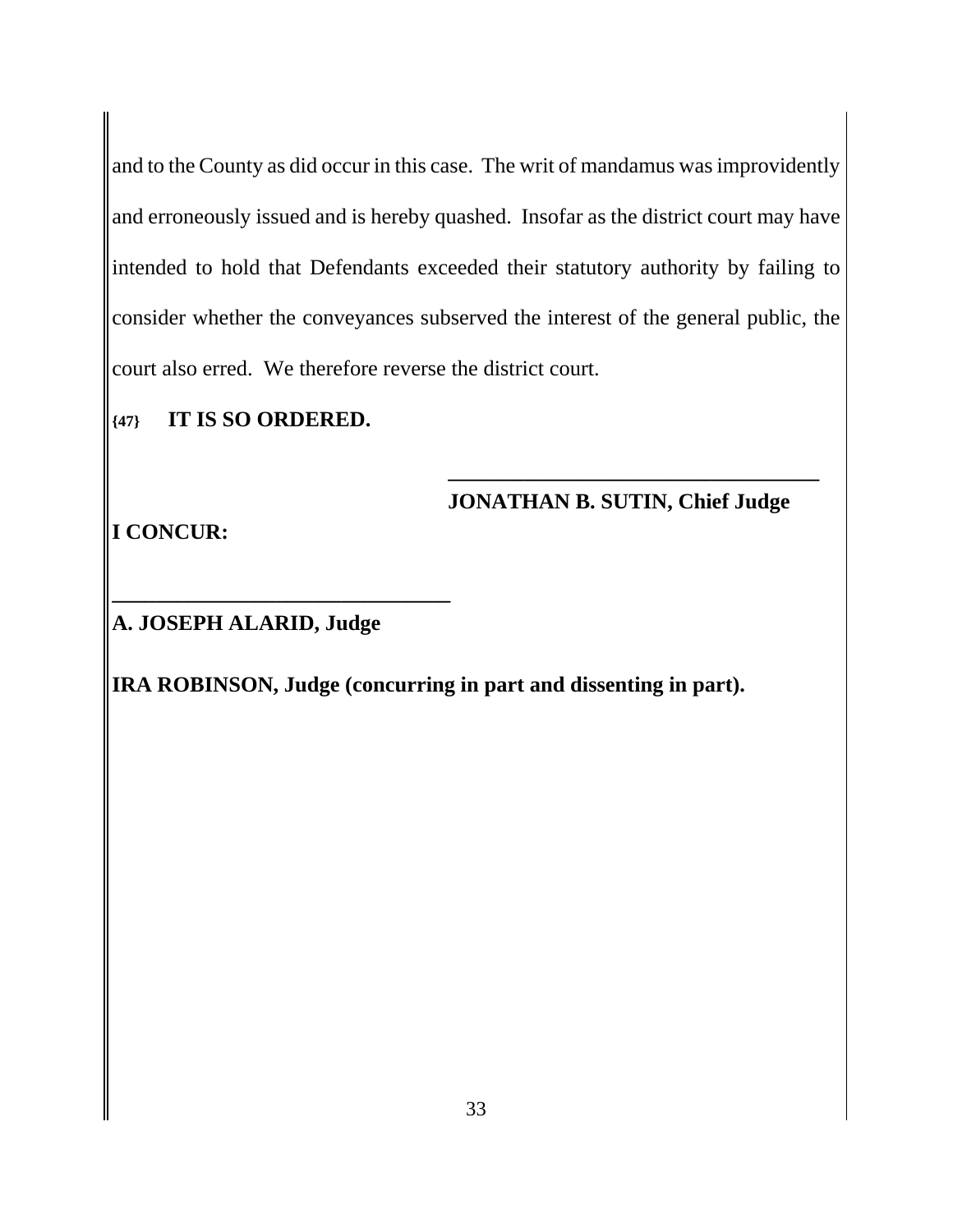and to the County as did occur in this case. The writ of mandamus was improvidently and erroneously issued and is hereby quashed. Insofar as the district court may have intended to hold that Defendants exceeded their statutory authority by failing to consider whether the conveyances subserved the interest of the general public, the court also erred. We therefore reverse the district court.

{47} **IT IS SO ORDERED.**

\_\_\_\_\_\_\_\_\_\_\_\_\_\_\_\_\_\_\_\_\_\_\_\_\_\_\_\_\_\_\_\_\_\_\_

**JONATHAN B. SUTIN, Chief Judge**

**I CONCUR:**

\_\_\_\_\_\_\_\_\_\_\_\_\_\_\_\_\_\_\_\_\_\_\_\_\_\_\_\_\_\_\_\_\_\_\_

**A. JOSEPH ALARID, Judge**

**IRA ROBINSON, Judge (concurring in part and dissenting in part).**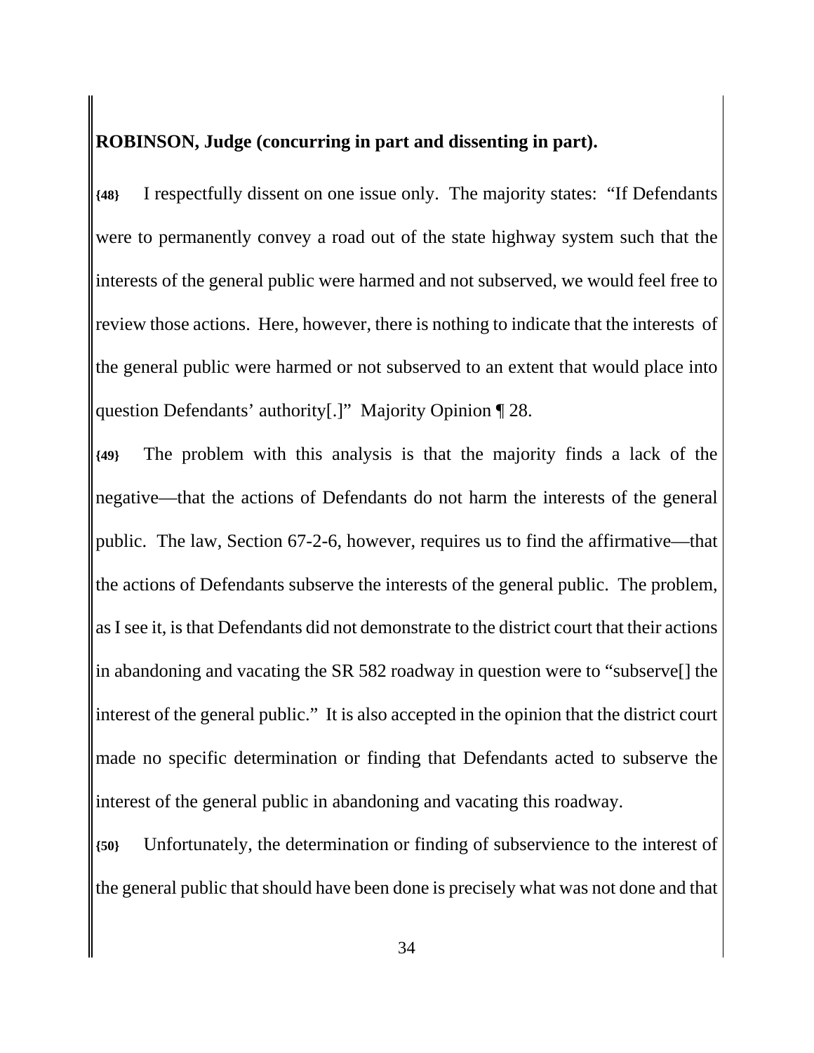**ROBINSON, Judge (concurring in part and dissenting in part).**

**{48}** I respectfully dissent on one issue only. The majority states: "If Defendants were to permanently convey a road out of the state highway system such that the interests of the general public were harmed and not subserved, we would feel free to review those actions. Here, however, there is nothing to indicate that the interests of the general public were harmed or not subserved to an extent that would place into question Defendants' authority[.]" Majority Opinion ¶ 28.

**{49}** The problem with this analysis is that the majority finds a lack of the negative—that the actions of Defendants do not harm the interests of the general public. The law, Section 67-2-6, however, requires us to find the affirmative—that the actions of Defendants subserve the interests of the general public. The problem, as I see it, is that Defendants did not demonstrate to the district court that their actions in abandoning and vacating the SR 582 roadway in question were to "subserve[] the interest of the general public." It is also accepted in the opinion that the district court made no specific determination or finding that Defendants acted to subserve the interest of the general public in abandoning and vacating this roadway.

**{50}** Unfortunately, the determination or finding of subservience to the interest of the general public that should have been done is precisely what was not done and that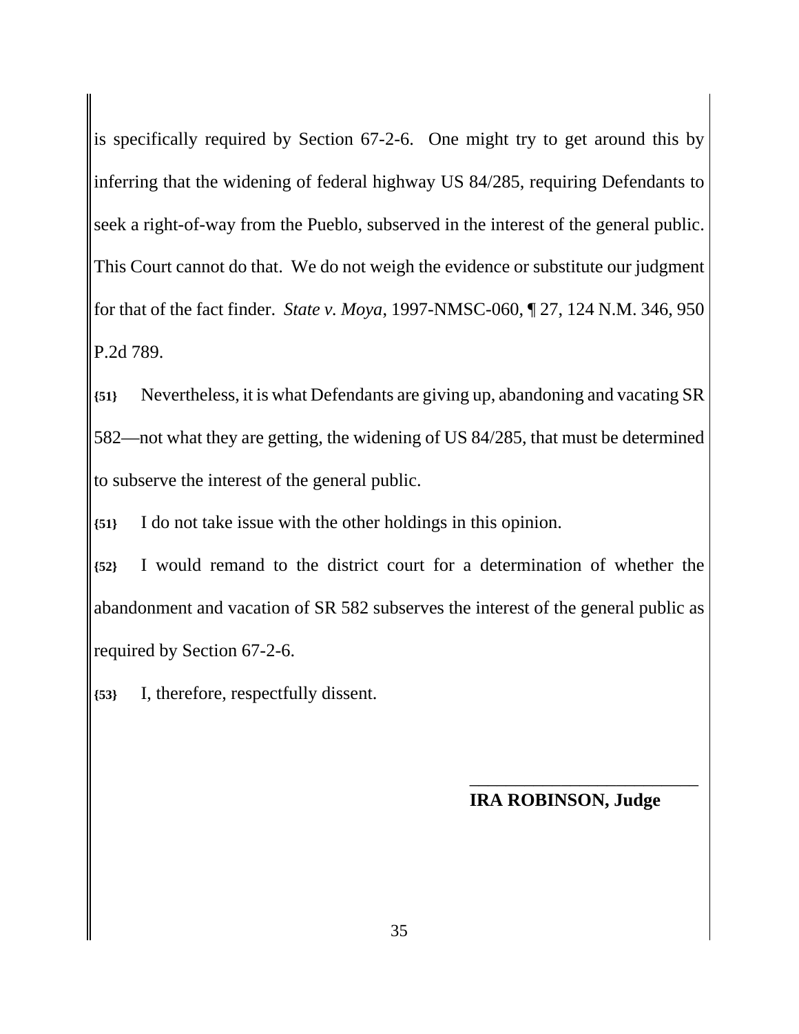is specifically required by Section 67-2-6. One might try to get around this by inferring that the widening of federal highway US 84/285, requiring Defendants to seek a right-of-way from the Pueblo, subserved in the interest of the general public. This Court cannot do that. We do not weigh the evidence or substitute our judgment for that of the fact finder. *State v. Moya*, 1997-NMSC-060, ¶ 27, 124 N.M. 346, 950 P.2d 789.

**{51}** Nevertheless, it is what Defendants are giving up, abandoning and vacating SR 582—not what they are getting, the widening of US 84/285, that must be determined to subserve the interest of the general public.

**{51}** I do not take issue with the other holdings in this opinion.

**{52}** I would remand to the district court for a determination of whether the abandonment and vacation of SR 582 subserves the interest of the general public as required by Section 67-2-6.

**{53}** I, therefore, respectfully dissent.

\_\_\_\_\_\_\_\_\_\_\_\_\_\_\_\_\_\_\_\_\_\_\_\_\_\_\_\_

**IRA ROBINSON, Judge**